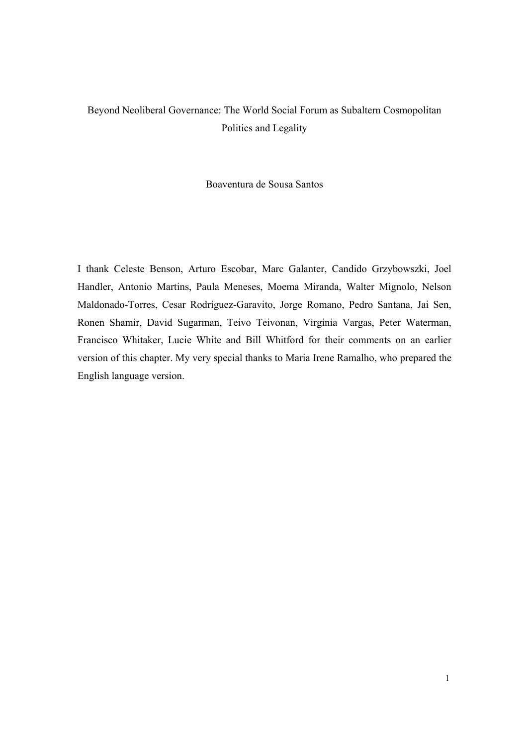# Beyond Neoliberal Governance: The World Social Forum as Subaltern Cosmopolitan Politics and Legality

Boaventura de Sousa Santos

I thank Celeste Benson, Arturo Escobar, Marc Galanter, Candido Grzybowszki, Joel Handler, Antonio Martins, Paula Meneses, Moema Miranda, Walter Mignolo, Nelson Maldonado-Torres, Cesar Rodríguez-Garavito, Jorge Romano, Pedro Santana, Jai Sen, Ronen Shamir, David Sugarman, Teivo Teivonan, Virginia Vargas, Peter Waterman, Francisco Whitaker, Lucie White and Bill Whitford for their comments on an earlier version of this chapter. My very special thanks to Maria Irene Ramalho, who prepared the English language version.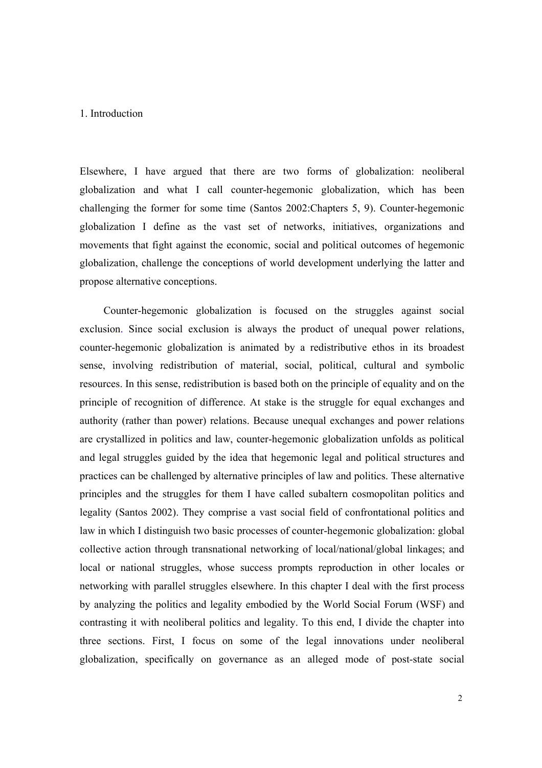## 1. Introduction

Elsewhere, I have argued that there are two forms of globalization: neoliberal globalization and what I call counter-hegemonic globalization, which has been challenging the former for some time (Santos 2002:Chapters 5, 9). Counter-hegemonic globalization I define as the vast set of networks, initiatives, organizations and movements that fight against the economic, social and political outcomes of hegemonic globalization, challenge the conceptions of world development underlying the latter and propose alternative conceptions.

Counter-hegemonic globalization is focused on the struggles against social exclusion. Since social exclusion is always the product of unequal power relations, counter-hegemonic globalization is animated by a redistributive ethos in its broadest sense, involving redistribution of material, social, political, cultural and symbolic resources. In this sense, redistribution is based both on the principle of equality and on the principle of recognition of difference. At stake is the struggle for equal exchanges and authority (rather than power) relations. Because unequal exchanges and power relations are crystallized in politics and law, counter-hegemonic globalization unfolds as political and legal struggles guided by the idea that hegemonic legal and political structures and practices can be challenged by alternative principles of law and politics. These alternative principles and the struggles for them I have called subaltern cosmopolitan politics and legality (Santos 2002). They comprise a vast social field of confrontational politics and law in which I distinguish two basic processes of counter-hegemonic globalization: global collective action through transnational networking of local/national/global linkages; and local or national struggles, whose success prompts reproduction in other locales or networking with parallel struggles elsewhere. In this chapter I deal with the first process by analyzing the politics and legality embodied by the World Social Forum (WSF) and contrasting it with neoliberal politics and legality. To this end, I divide the chapter into three sections. First, I focus on some of the legal innovations under neoliberal globalization, specifically on governance as an alleged mode of post-state social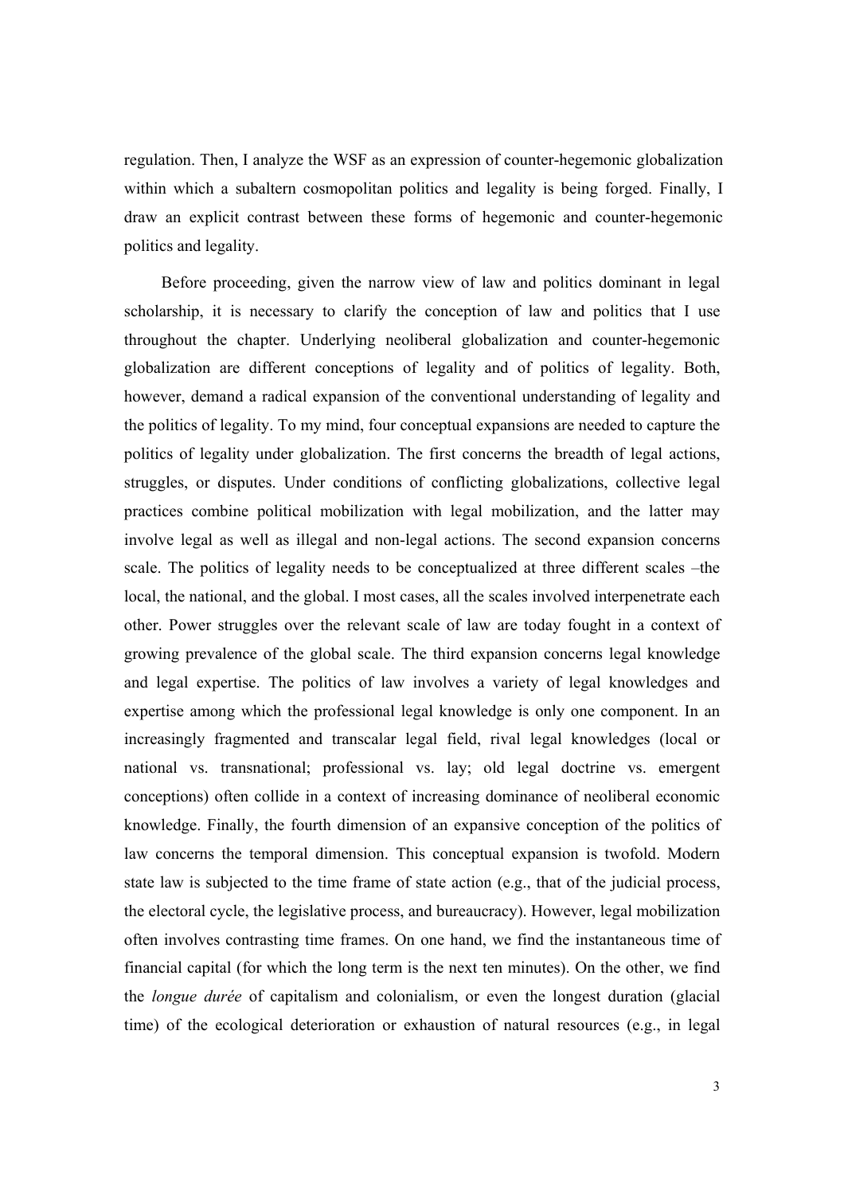regulation. Then, I analyze the WSF as an expression of counter-hegemonic globalization within which a subaltern cosmopolitan politics and legality is being forged. Finally, I draw an explicit contrast between these forms of hegemonic and counter-hegemonic politics and legality.

Before proceeding, given the narrow view of law and politics dominant in legal scholarship, it is necessary to clarify the conception of law and politics that I use throughout the chapter. Underlying neoliberal globalization and counter-hegemonic globalization are different conceptions of legality and of politics of legality. Both, however, demand a radical expansion of the conventional understanding of legality and the politics of legality. To my mind, four conceptual expansions are needed to capture the politics of legality under globalization. The first concerns the breadth of legal actions, struggles, or disputes. Under conditions of conflicting globalizations, collective legal practices combine political mobilization with legal mobilization, and the latter may involve legal as well as illegal and non-legal actions. The second expansion concerns scale. The politics of legality needs to be conceptualized at three different scales –the local, the national, and the global. I most cases, all the scales involved interpenetrate each other. Power struggles over the relevant scale of law are today fought in a context of growing prevalence of the global scale. The third expansion concerns legal knowledge and legal expertise. The politics of law involves a variety of legal knowledges and expertise among which the professional legal knowledge is only one component. In an increasingly fragmented and transcalar legal field, rival legal knowledges (local or national vs. transnational; professional vs. lay; old legal doctrine vs. emergent conceptions) often collide in a context of increasing dominance of neoliberal economic knowledge. Finally, the fourth dimension of an expansive conception of the politics of law concerns the temporal dimension. This conceptual expansion is twofold. Modern state law is subjected to the time frame of state action (e.g., that of the judicial process, the electoral cycle, the legislative process, and bureaucracy). However, legal mobilization often involves contrasting time frames. On one hand, we find the instantaneous time of financial capital (for which the long term is the next ten minutes). On the other, we find the *longue durée* of capitalism and colonialism, or even the longest duration (glacial time) of the ecological deterioration or exhaustion of natural resources (e.g., in legal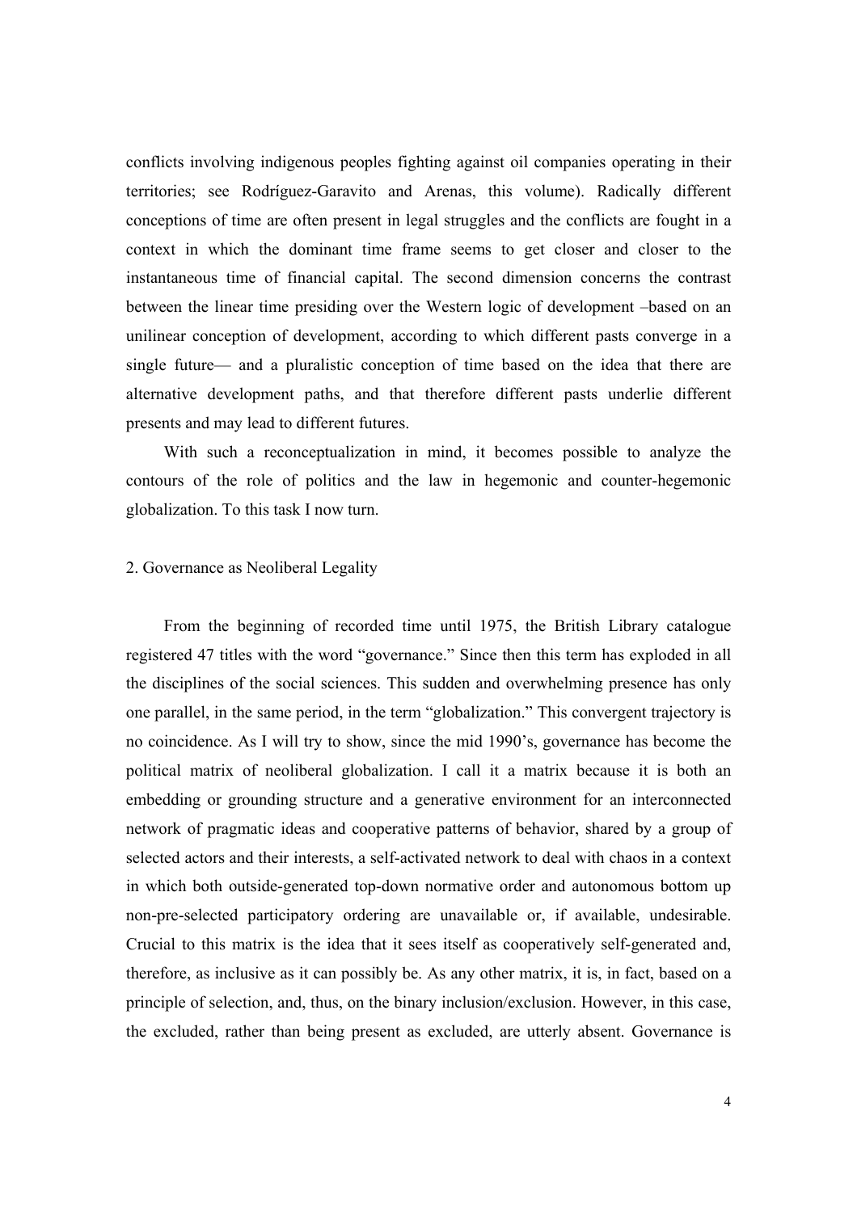conflicts involving indigenous peoples fighting against oil companies operating in their territories; see Rodríguez-Garavito and Arenas, this volume). Radically different conceptions of time are often present in legal struggles and the conflicts are fought in a context in which the dominant time frame seems to get closer and closer to the instantaneous time of financial capital. The second dimension concerns the contrast between the linear time presiding over the Western logic of development –based on an unilinear conception of development, according to which different pasts converge in a single future— and a pluralistic conception of time based on the idea that there are alternative development paths, and that therefore different pasts underlie different presents and may lead to different futures.

With such a reconceptualization in mind, it becomes possible to analyze the contours of the role of politics and the law in hegemonic and counter-hegemonic globalization. To this task I now turn.

## 2. Governance as Neoliberal Legality

From the beginning of recorded time until 1975, the British Library catalogue registered 47 titles with the word "governance." Since then this term has exploded in all the disciplines of the social sciences. This sudden and overwhelming presence has only one parallel, in the same period, in the term "globalization." This convergent trajectory is no coincidence. As I will try to show, since the mid 1990's, governance has become the political matrix of neoliberal globalization. I call it a matrix because it is both an embedding or grounding structure and a generative environment for an interconnected network of pragmatic ideas and cooperative patterns of behavior, shared by a group of selected actors and their interests, a self-activated network to deal with chaos in a context in which both outside-generated top-down normative order and autonomous bottom up non-pre-selected participatory ordering are unavailable or, if available, undesirable. Crucial to this matrix is the idea that it sees itself as cooperatively self-generated and, therefore, as inclusive as it can possibly be. As any other matrix, it is, in fact, based on a principle of selection, and, thus, on the binary inclusion/exclusion. However, in this case, the excluded, rather than being present as excluded, are utterly absent. Governance is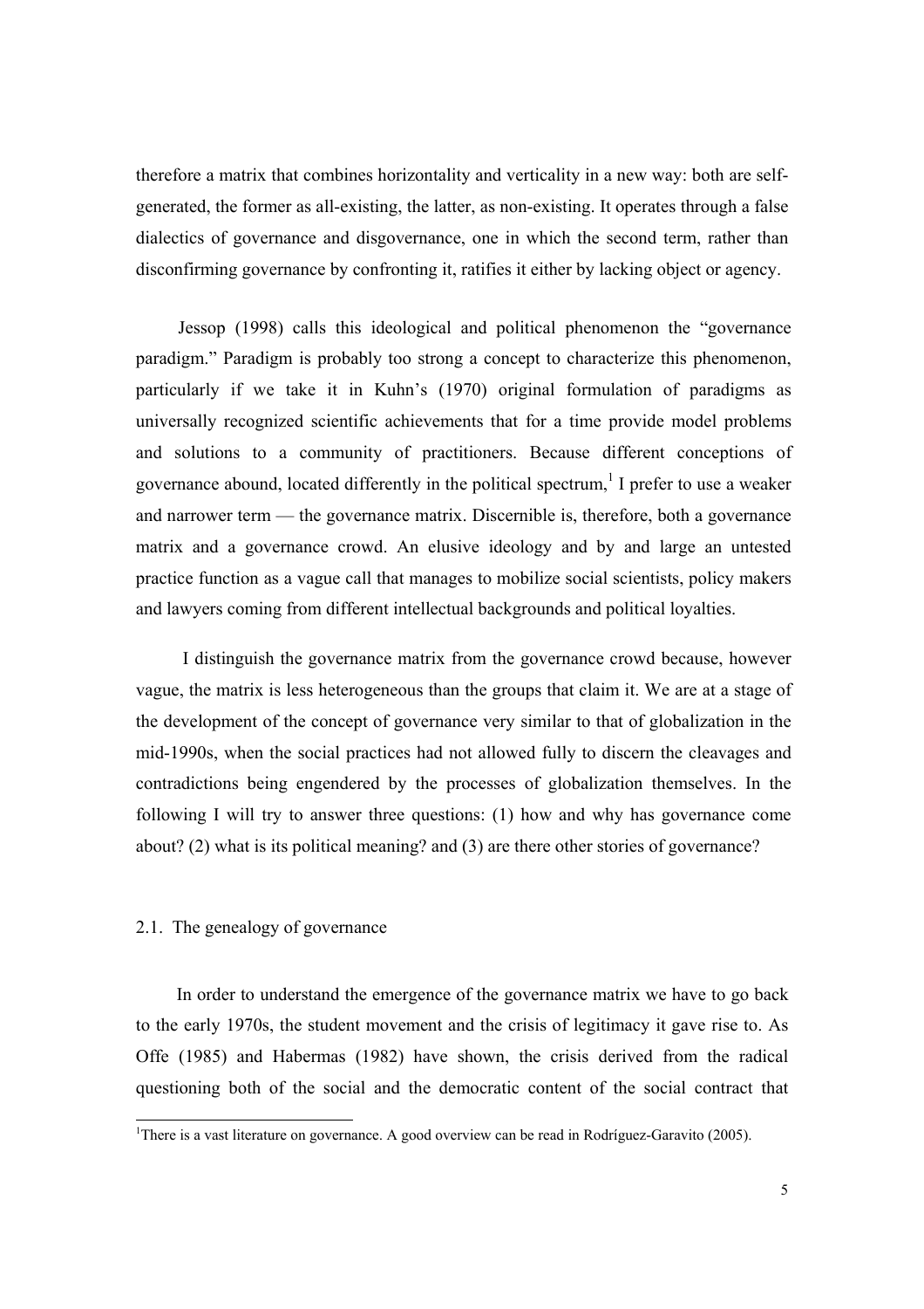therefore a matrix that combines horizontality and verticality in a new way: both are self-generated, the former as all-existing, the latter, as non-existing. It operates through a false dialectics of governance and disgovernance, one in which the second term, rather than disconfirming governance by confronting it, ratifies it either by lacking object or agency.

Jessop (1998) calls this ideological and political phenomenon the "governance paradigm." Paradigm is probably too strong a concept to characterize this phenomenon, particularly if we take it in Kuhn's (1970) original formulation of paradigms as universally recognized scientific achievements that for a time provide model problems and solutions to a community of practitioners. Because different conceptions of governance abound, located differently in the political spectrum,[1] I prefer to use a weaker and narrower term — the governance matrix. Discernible is, therefore, both a governance matrix and a governance crowd. An elusive ideology and by and large an untested practice function as a vague call that manages to mobilize social scientists, policy makers and lawyers coming from different intellectual backgrounds and political loyalties.

I distinguish the governance matrix from the governance crowd because, however vague, the matrix is less heterogeneous than the groups that claim it. We are at a stage of the development of the concept of governance very similar to that of globalization in the mid-1990s, when the social practices had not allowed fully to discern the cleavages and contradictions being engendered by the processes of globalization themselves. In the following I will try to answer three questions: (1) how and why has governance come about? (2) what is its political meaning? and (3) are there other stories of governance?

### 2.1. The genealogy of governance

In order to understand the emergence of the governance matrix we have to go back to the early 1970s, the student movement and the crisis of legitimacy it gave rise to. As Offe (1985) and Habermas (1982) have shown, the crisis derived from the radical questioning both of the social and the democratic content of the social contract that

[1] There is a vast literature on governance. A good overview can be read in Rodríguez-Garavito (2005).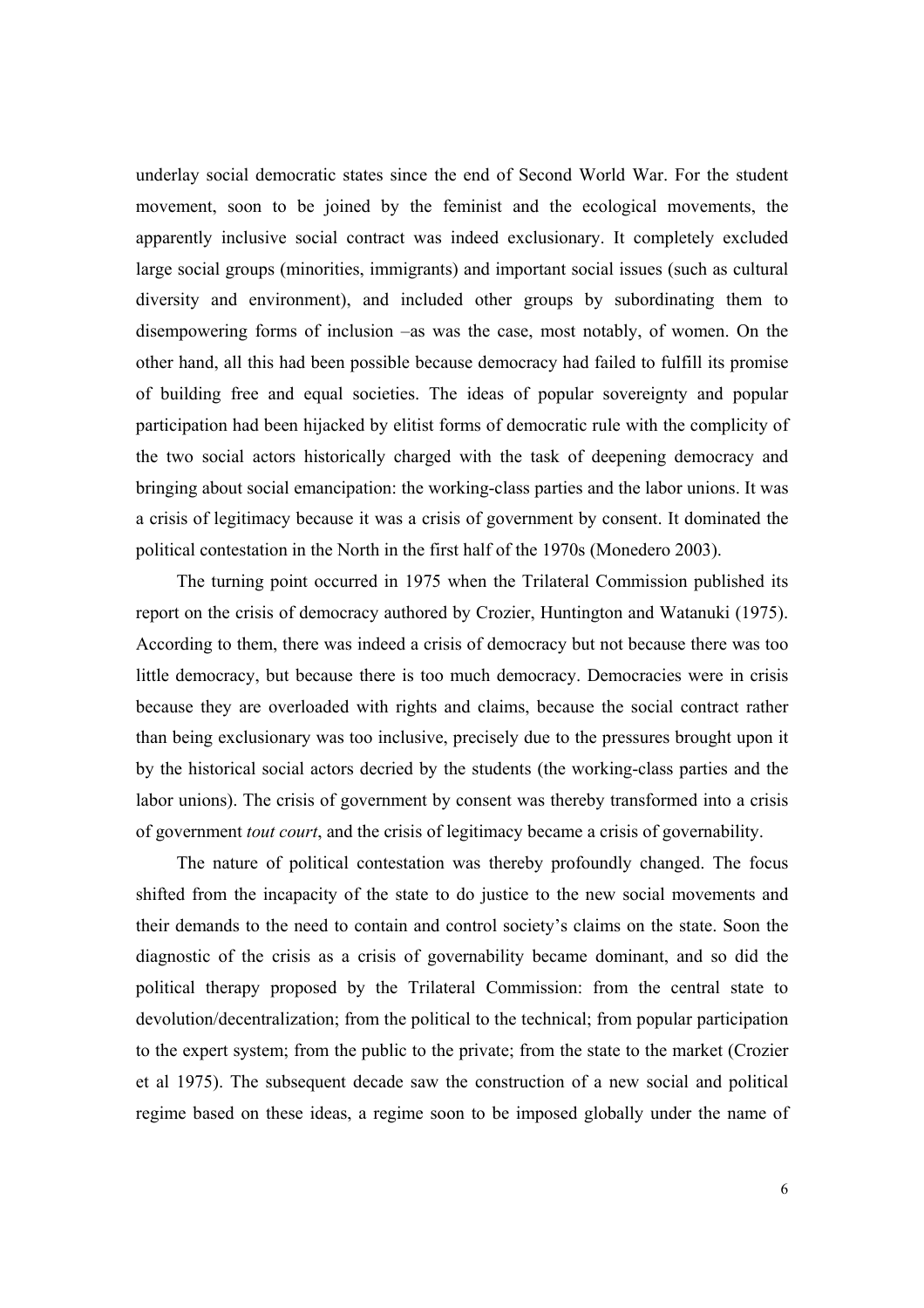underlay social democratic states since the end of Second World War. For the student movement, soon to be joined by the feminist and the ecological movements, the apparently inclusive social contract was indeed exclusionary. It completely excluded large social groups (minorities, immigrants) and important social issues (such as cultural diversity and environment), and included other groups by subordinating them to disempowering forms of inclusion –as was the case, most notably, of women. On the other hand, all this had been possible because democracy had failed to fulfill its promise of building free and equal societies. The ideas of popular sovereignty and popular participation had been hijacked by elitist forms of democratic rule with the complicity of the two social actors historically charged with the task of deepening democracy and bringing about social emancipation: the working-class parties and the labor unions. It was a crisis of legitimacy because it was a crisis of government by consent. It dominated the political contestation in the North in the first half of the 1970s (Monedero 2003).

The turning point occurred in 1975 when the Trilateral Commission published its report on the crisis of democracy authored by Crozier, Huntington and Watanuki (1975). According to them, there was indeed a crisis of democracy but not because there was too little democracy, but because there is too much democracy. Democracies were in crisis because they are overloaded with rights and claims, because the social contract rather than being exclusionary was too inclusive, precisely due to the pressures brought upon it by the historical social actors decried by the students (the working-class parties and the labor unions). The crisis of government by consent was thereby transformed into a crisis of government *tout court*, and the crisis of legitimacy became a crisis of governability.

The nature of political contestation was thereby profoundly changed. The focus shifted from the incapacity of the state to do justice to the new social movements and their demands to the need to contain and control society's claims on the state. Soon the diagnostic of the crisis as a crisis of governability became dominant, and so did the political therapy proposed by the Trilateral Commission: from the central state to devolution/decentralization; from the political to the technical; from popular participation to the expert system; from the public to the private; from the state to the market (Crozier et al 1975). The subsequent decade saw the construction of a new social and political regime based on these ideas, a regime soon to be imposed globally under the name of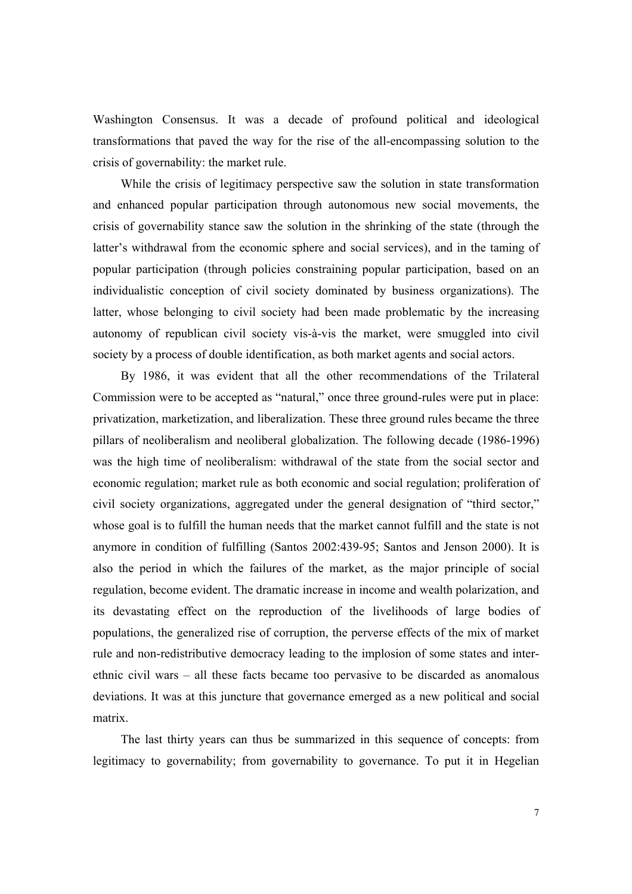Washington Consensus. It was a decade of profound political and ideological transformations that paved the way for the rise of the all-encompassing solution to the crisis of governability: the market rule.

While the crisis of legitimacy perspective saw the solution in state transformation and enhanced popular participation through autonomous new social movements, the crisis of governability stance saw the solution in the shrinking of the state (through the latter's withdrawal from the economic sphere and social services), and in the taming of popular participation (through policies constraining popular participation, based on an individualistic conception of civil society dominated by business organizations). The latter, whose belonging to civil society had been made problematic by the increasing autonomy of republican civil society vis-à-vis the market, were smuggled into civil society by a process of double identification, as both market agents and social actors.

By 1986, it was evident that all the other recommendations of the Trilateral Commission were to be accepted as "natural," once three ground-rules were put in place: privatization, marketization, and liberalization. These three ground rules became the three pillars of neoliberalism and neoliberal globalization. The following decade (1986-1996) was the high time of neoliberalism: withdrawal of the state from the social sector and economic regulation; market rule as both economic and social regulation; proliferation of civil society organizations, aggregated under the general designation of "third sector," whose goal is to fulfill the human needs that the market cannot fulfill and the state is not anymore in condition of fulfilling (Santos 2002:439-95; Santos and Jenson 2000). It is also the period in which the failures of the market, as the major principle of social regulation, become evident. The dramatic increase in income and wealth polarization, and its devastating effect on the reproduction of the livelihoods of large bodies of populations, the generalized rise of corruption, the perverse effects of the mix of market rule and non-redistributive democracy leading to the implosion of some states and inter-ethnic civil wars – all these facts became too pervasive to be discarded as anomalous deviations. It was at this juncture that governance emerged as a new political and social matrix.

The last thirty years can thus be summarized in this sequence of concepts: from legitimacy to governability; from governability to governance. To put it in Hegelian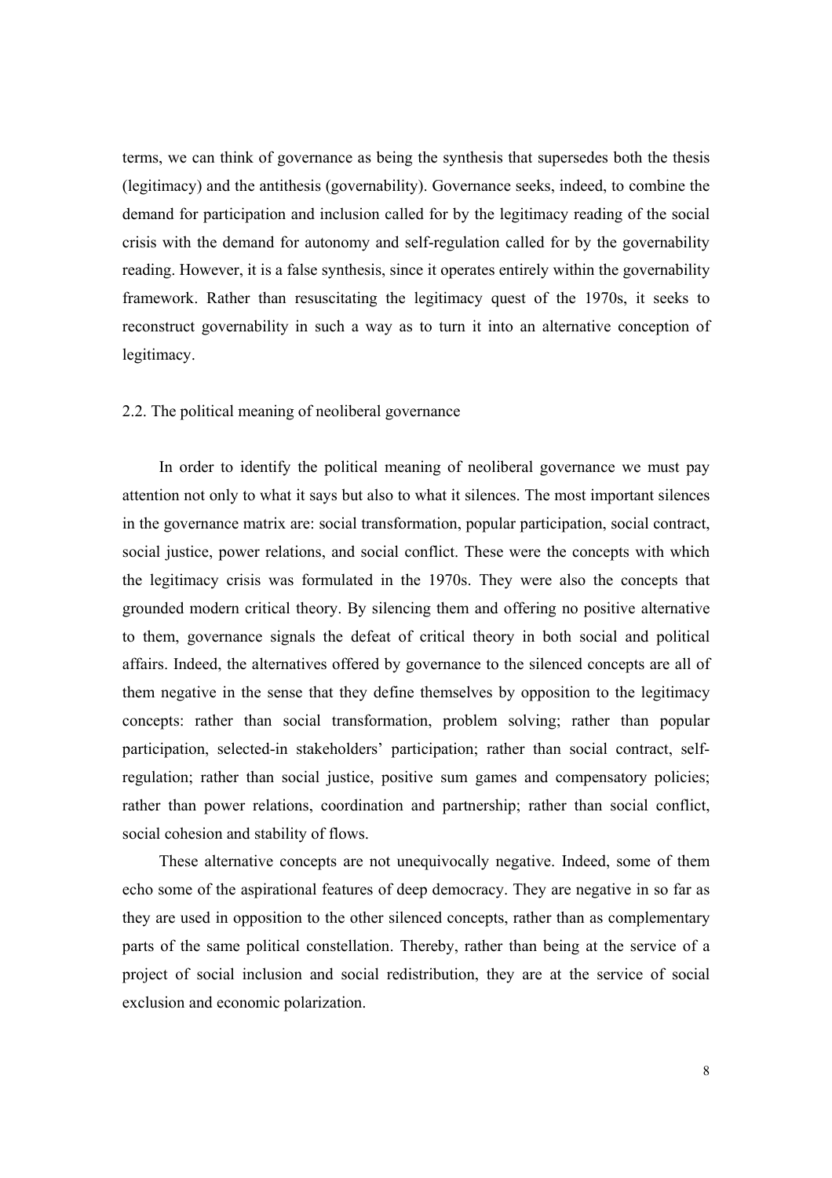terms, we can think of governance as being the synthesis that supersedes both the thesis (legitimacy) and the antithesis (governability). Governance seeks, indeed, to combine the demand for participation and inclusion called for by the legitimacy reading of the social crisis with the demand for autonomy and self-regulation called for by the governability reading. However, it is a false synthesis, since it operates entirely within the governability framework. Rather than resuscitating the legitimacy quest of the 1970s, it seeks to reconstruct governability in such a way as to turn it into an alternative conception of legitimacy.

## 2.2. The political meaning of neoliberal governance

In order to identify the political meaning of neoliberal governance we must pay attention not only to what it says but also to what it silences. The most important silences in the governance matrix are: social transformation, popular participation, social contract, social justice, power relations, and social conflict. These were the concepts with which the legitimacy crisis was formulated in the 1970s. They were also the concepts that grounded modern critical theory. By silencing them and offering no positive alternative to them, governance signals the defeat of critical theory in both social and political affairs. Indeed, the alternatives offered by governance to the silenced concepts are all of them negative in the sense that they define themselves by opposition to the legitimacy concepts: rather than social transformation, problem solving; rather than popular participation, selected-in stakeholders' participation; rather than social contract, self-regulation; rather than social justice, positive sum games and compensatory policies; rather than power relations, coordination and partnership; rather than social conflict, social cohesion and stability of flows.

These alternative concepts are not unequivocally negative. Indeed, some of them echo some of the aspirational features of deep democracy. They are negative in so far as they are used in opposition to the other silenced concepts, rather than as complementary parts of the same political constellation. Thereby, rather than being at the service of a project of social inclusion and social redistribution, they are at the service of social exclusion and economic polarization.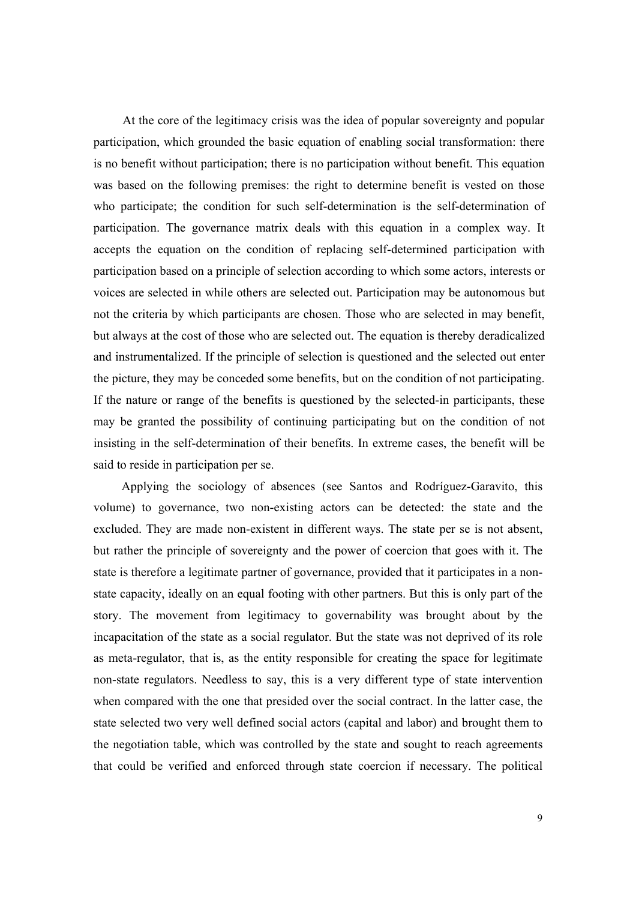At the core of the legitimacy crisis was the idea of popular sovereignty and popular participation, which grounded the basic equation of enabling social transformation: there is no benefit without participation; there is no participation without benefit. This equation was based on the following premises: the right to determine benefit is vested on those who participate; the condition for such self-determination is the self-determination of participation. The governance matrix deals with this equation in a complex way. It accepts the equation on the condition of replacing self-determined participation with participation based on a principle of selection according to which some actors, interests or voices are selected in while others are selected out. Participation may be autonomous but not the criteria by which participants are chosen. Those who are selected in may benefit, but always at the cost of those who are selected out. The equation is thereby deradicalized and instrumentalized. If the principle of selection is questioned and the selected out enter the picture, they may be conceded some benefits, but on the condition of not participating. If the nature or range of the benefits is questioned by the selected-in participants, these may be granted the possibility of continuing participating but on the condition of not insisting in the self-determination of their benefits. In extreme cases, the benefit will be said to reside in participation per se.

Applying the sociology of absences (see Santos and Rodríguez-Garavito, this volume) to governance, two non-existing actors can be detected: the state and the excluded. They are made non-existent in different ways. The state per se is not absent, but rather the principle of sovereignty and the power of coercion that goes with it. The state is therefore a legitimate partner of governance, provided that it participates in a non-state capacity, ideally on an equal footing with other partners. But this is only part of the story. The movement from legitimacy to governability was brought about by the incapacitation of the state as a social regulator. But the state was not deprived of its role as meta-regulator, that is, as the entity responsible for creating the space for legitimate non-state regulators. Needless to say, this is a very different type of state intervention when compared with the one that presided over the social contract. In the latter case, the state selected two very well defined social actors (capital and labor) and brought them to the negotiation table, which was controlled by the state and sought to reach agreements that could be verified and enforced through state coercion if necessary. The political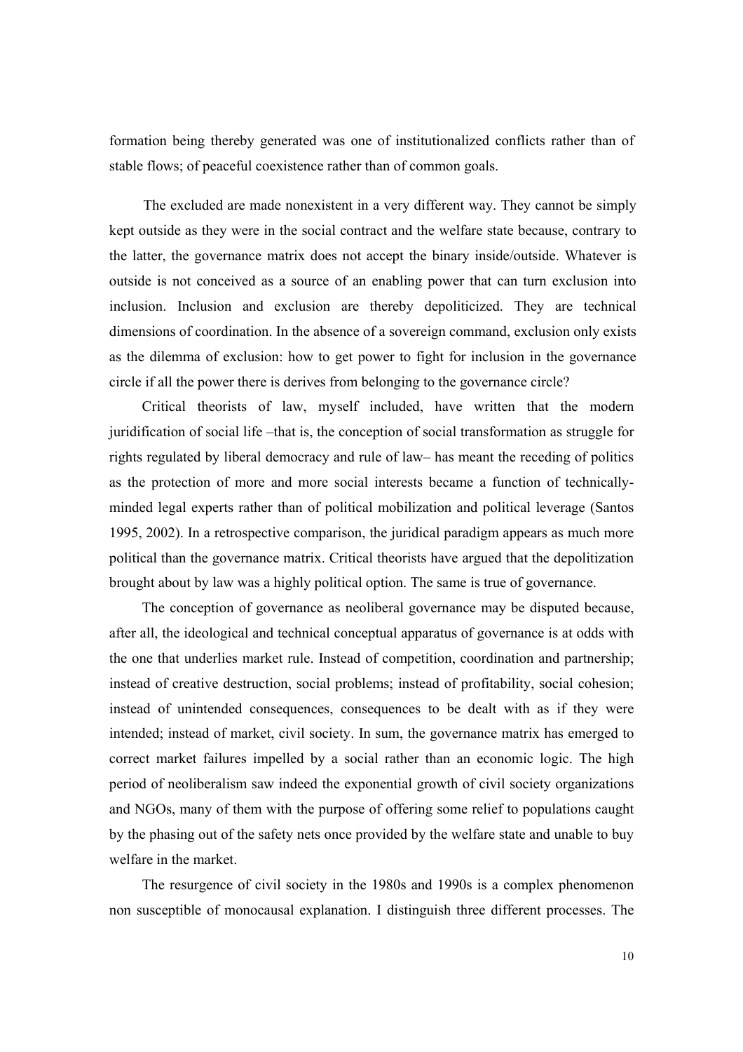formation being thereby generated was one of institutionalized conflicts rather than of stable flows; of peaceful coexistence rather than of common goals.

The excluded are made nonexistent in a very different way. They cannot be simply kept outside as they were in the social contract and the welfare state because, contrary to the latter, the governance matrix does not accept the binary inside/outside. Whatever is outside is not conceived as a source of an enabling power that can turn exclusion into inclusion. Inclusion and exclusion are thereby depoliticized. They are technical dimensions of coordination. In the absence of a sovereign command, exclusion only exists as the dilemma of exclusion: how to get power to fight for inclusion in the governance circle if all the power there is derives from belonging to the governance circle?

Critical theorists of law, myself included, have written that the modern juridification of social life –that is, the conception of social transformation as struggle for rights regulated by liberal democracy and rule of law– has meant the receding of politics as the protection of more and more social interests became a function of technically-minded legal experts rather than of political mobilization and political leverage (Santos 1995, 2002). In a retrospective comparison, the juridical paradigm appears as much more political than the governance matrix. Critical theorists have argued that the depolitization brought about by law was a highly political option. The same is true of governance.

The conception of governance as neoliberal governance may be disputed because, after all, the ideological and technical conceptual apparatus of governance is at odds with the one that underlies market rule. Instead of competition, coordination and partnership; instead of creative destruction, social problems; instead of profitability, social cohesion; instead of unintended consequences, consequences to be dealt with as if they were intended; instead of market, civil society. In sum, the governance matrix has emerged to correct market failures impelled by a social rather than an economic logic. The high period of neoliberalism saw indeed the exponential growth of civil society organizations and NGOs, many of them with the purpose of offering some relief to populations caught by the phasing out of the safety nets once provided by the welfare state and unable to buy welfare in the market.

The resurgence of civil society in the 1980s and 1990s is a complex phenomenon non susceptible of monocausal explanation. I distinguish three different processes. The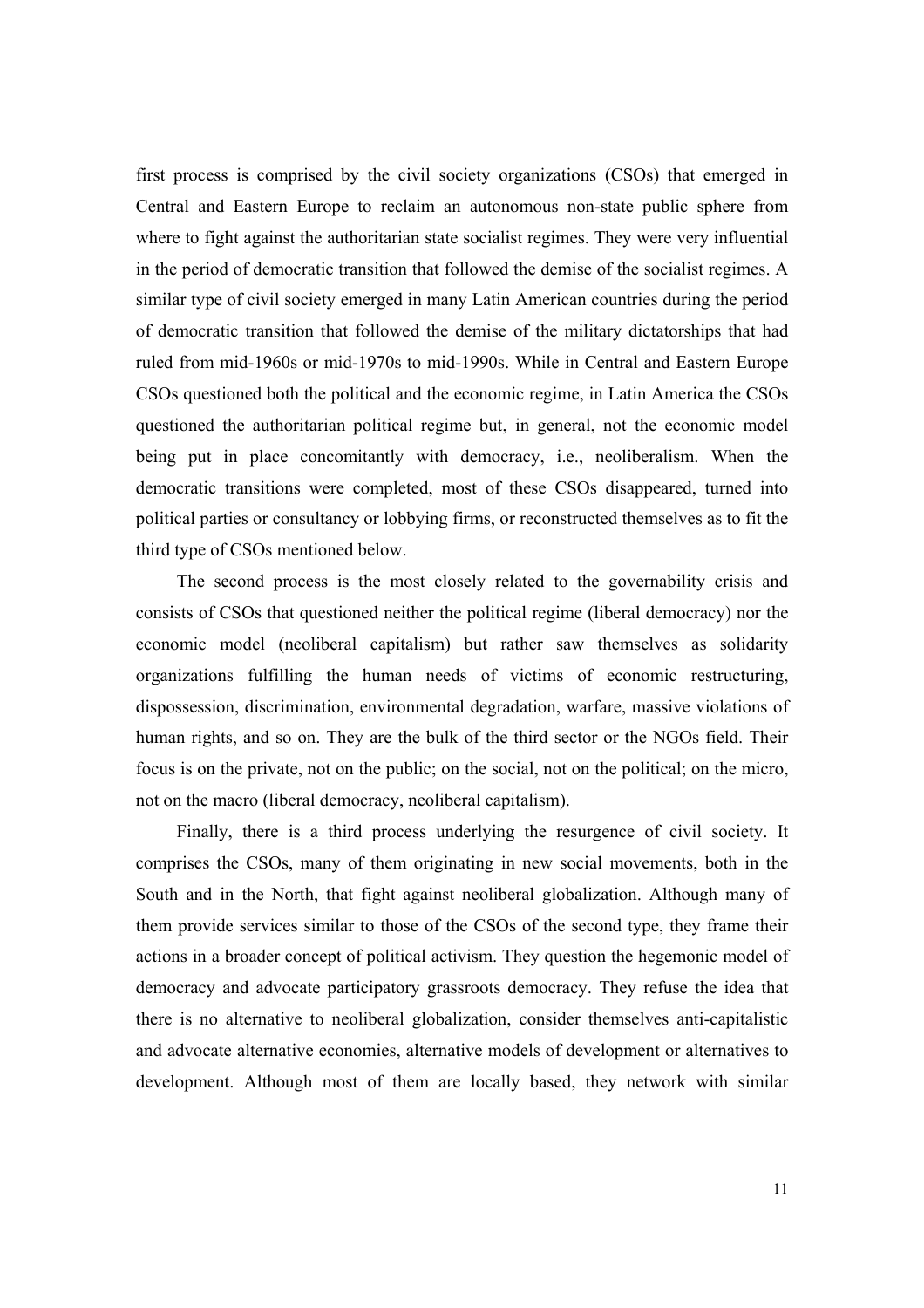first process is comprised by the civil society organizations (CSOs) that emerged in Central and Eastern Europe to reclaim an autonomous non-state public sphere from where to fight against the authoritarian state socialist regimes. They were very influential in the period of democratic transition that followed the demise of the socialist regimes. A similar type of civil society emerged in many Latin American countries during the period of democratic transition that followed the demise of the military dictatorships that had ruled from mid-1960s or mid-1970s to mid-1990s. While in Central and Eastern Europe CSOs questioned both the political and the economic regime, in Latin America the CSOs questioned the authoritarian political regime but, in general, not the economic model being put in place concomitantly with democracy, i.e., neoliberalism. When the democratic transitions were completed, most of these CSOs disappeared, turned into political parties or consultancy or lobbying firms, or reconstructed themselves as to fit the third type of CSOs mentioned below.

The second process is the most closely related to the governability crisis and consists of CSOs that questioned neither the political regime (liberal democracy) nor the economic model (neoliberal capitalism) but rather saw themselves as solidarity organizations fulfilling the human needs of victims of economic restructuring, dispossession, discrimination, environmental degradation, warfare, massive violations of human rights, and so on. They are the bulk of the third sector or the NGOs field. Their focus is on the private, not on the public; on the social, not on the political; on the micro, not on the macro (liberal democracy, neoliberal capitalism).

Finally, there is a third process underlying the resurgence of civil society. It comprises the CSOs, many of them originating in new social movements, both in the South and in the North, that fight against neoliberal globalization. Although many of them provide services similar to those of the CSOs of the second type, they frame their actions in a broader concept of political activism. They question the hegemonic model of democracy and advocate participatory grassroots democracy. They refuse the idea that there is no alternative to neoliberal globalization, consider themselves anti-capitalistic and advocate alternative economies, alternative models of development or alternatives to development. Although most of them are locally based, they network with similar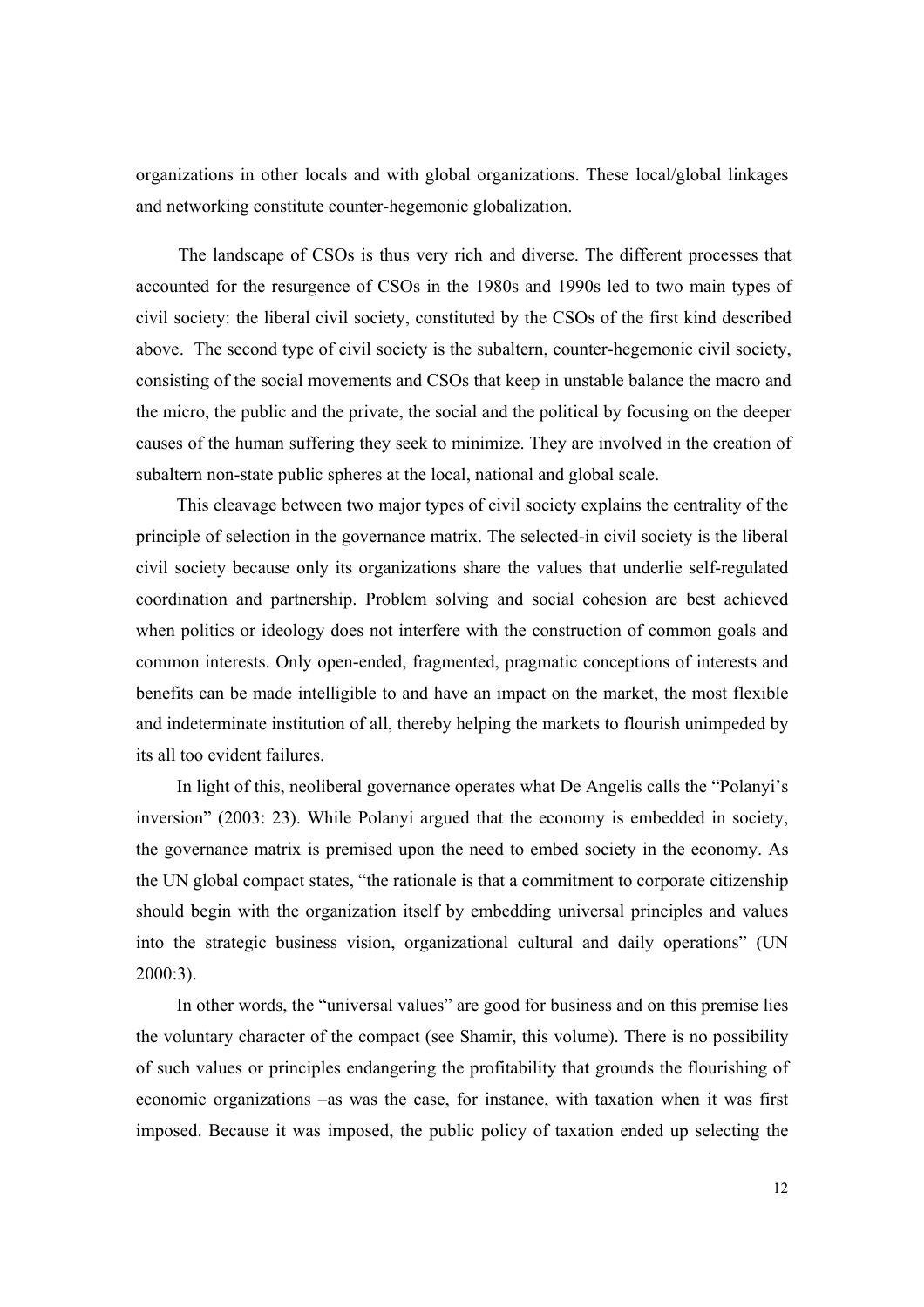organizations in other locals and with global organizations. These local/global linkages and networking constitute counter-hegemonic globalization.

The landscape of CSOs is thus very rich and diverse. The different processes that accounted for the resurgence of CSOs in the 1980s and 1990s led to two main types of civil society: the liberal civil society, constituted by the CSOs of the first kind described above. The second type of civil society is the subaltern, counter-hegemonic civil society, consisting of the social movements and CSOs that keep in unstable balance the macro and the micro, the public and the private, the social and the political by focusing on the deeper causes of the human suffering they seek to minimize. They are involved in the creation of subaltern non-state public spheres at the local, national and global scale.

This cleavage between two major types of civil society explains the centrality of the principle of selection in the governance matrix. The selected-in civil society is the liberal civil society because only its organizations share the values that underlie self-regulated coordination and partnership. Problem solving and social cohesion are best achieved when politics or ideology does not interfere with the construction of common goals and common interests. Only open-ended, fragmented, pragmatic conceptions of interests and benefits can be made intelligible to and have an impact on the market, the most flexible and indeterminate institution of all, thereby helping the markets to flourish unimpeded by its all too evident failures.

In light of this, neoliberal governance operates what De Angelis calls the "Polanyi's inversion" (2003: 23). While Polanyi argued that the economy is embedded in society, the governance matrix is premised upon the need to embed society in the economy. As the UN global compact states, "the rationale is that a commitment to corporate citizenship should begin with the organization itself by embedding universal principles and values into the strategic business vision, organizational cultural and daily operations" (UN 2000:3).

In other words, the "universal values" are good for business and on this premise lies the voluntary character of the compact (see Shamir, this volume). There is no possibility of such values or principles endangering the profitability that grounds the flourishing of economic organizations –as was the case, for instance, with taxation when it was first imposed. Because it was imposed, the public policy of taxation ended up selecting the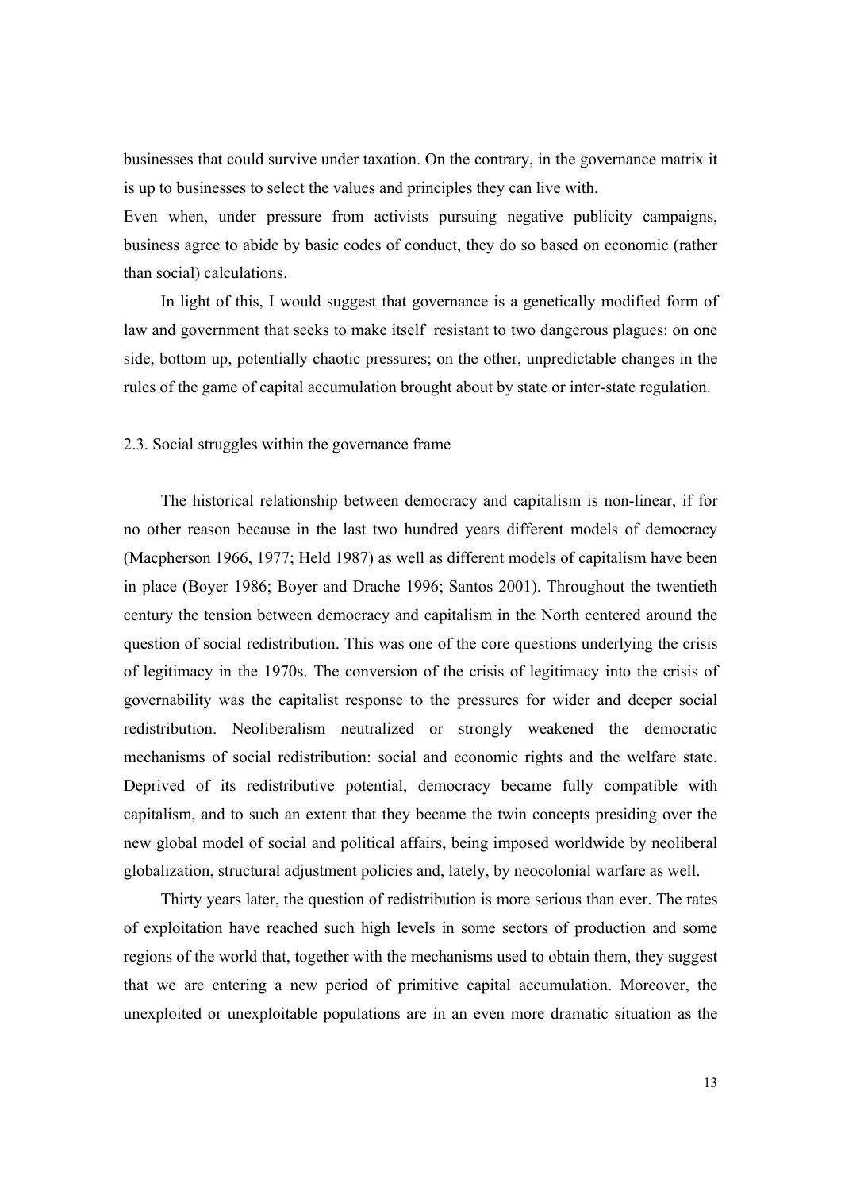businesses that could survive under taxation. On the contrary, in the governance matrix it is up to businesses to select the values and principles they can live with.

Even when, under pressure from activists pursuing negative publicity campaigns, business agree to abide by basic codes of conduct, they do so based on economic (rather than social) calculations.

In light of this, I would suggest that governance is a genetically modified form of law and government that seeks to make itself resistant to two dangerous plagues: on one side, bottom up, potentially chaotic pressures; on the other, unpredictable changes in the rules of the game of capital accumulation brought about by state or inter-state regulation.

### 2.3. Social struggles within the governance frame

The historical relationship between democracy and capitalism is non-linear, if for no other reason because in the last two hundred years different models of democracy (Macpherson 1966, 1977; Held 1987) as well as different models of capitalism have been in place (Boyer 1986; Boyer and Drache 1996; Santos 2001). Throughout the twentieth century the tension between democracy and capitalism in the North centered around the question of social redistribution. This was one of the core questions underlying the crisis of legitimacy in the 1970s. The conversion of the crisis of legitimacy into the crisis of governability was the capitalist response to the pressures for wider and deeper social redistribution. Neoliberalism neutralized or strongly weakened the democratic mechanisms of social redistribution: social and economic rights and the welfare state. Deprived of its redistributive potential, democracy became fully compatible with capitalism, and to such an extent that they became the twin concepts presiding over the new global model of social and political affairs, being imposed worldwide by neoliberal globalization, structural adjustment policies and, lately, by neocolonial warfare as well.

Thirty years later, the question of redistribution is more serious than ever. The rates of exploitation have reached such high levels in some sectors of production and some regions of the world that, together with the mechanisms used to obtain them, they suggest that we are entering a new period of primitive capital accumulation. Moreover, the unexploited or unexploitable populations are in an even more dramatic situation as the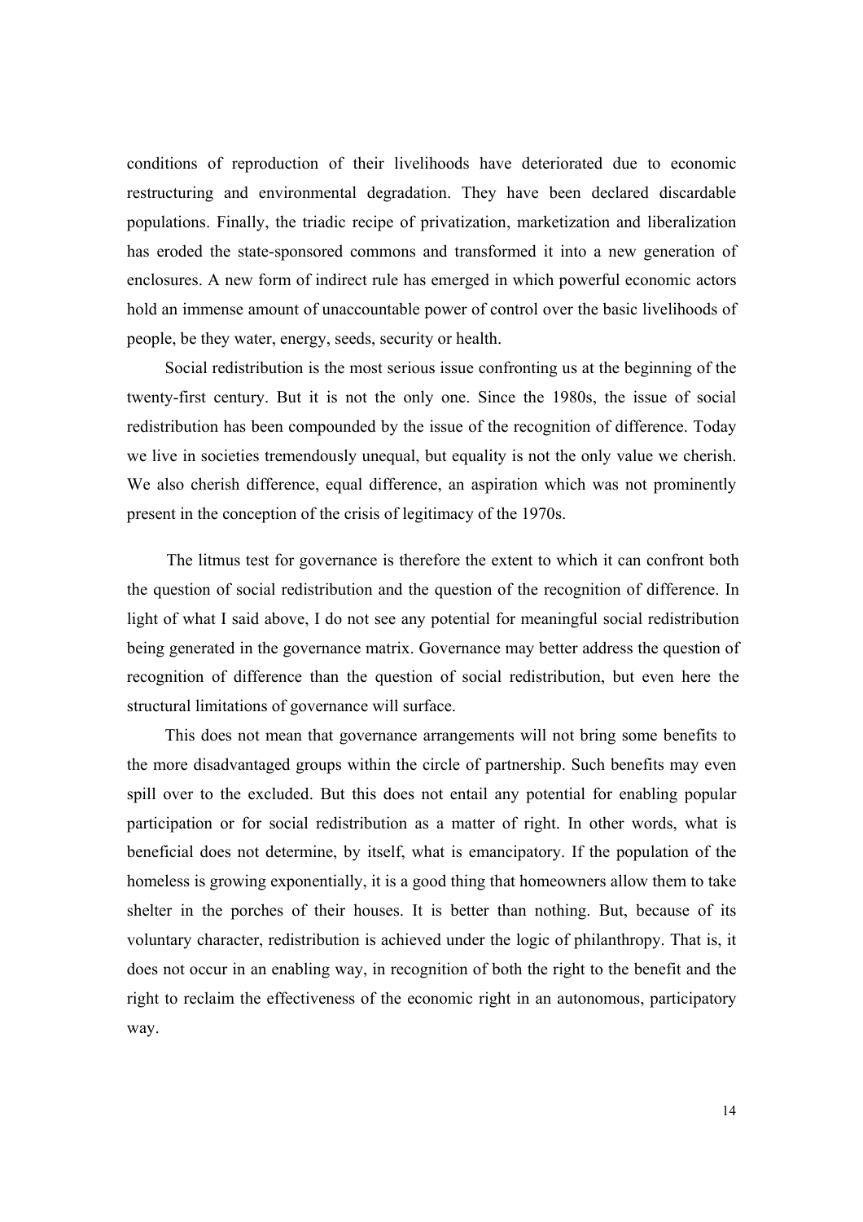conditions of reproduction of their livelihoods have deteriorated due to economic restructuring and environmental degradation. They have been declared discardable populations. Finally, the triadic recipe of privatization, marketization and liberalization has eroded the state-sponsored commons and transformed it into a new generation of enclosures. A new form of indirect rule has emerged in which powerful economic actors hold an immense amount of unaccountable power of control over the basic livelihoods of people, be they water, energy, seeds, security or health.

Social redistribution is the most serious issue confronting us at the beginning of the twenty-first century. But it is not the only one. Since the 1980s, the issue of social redistribution has been compounded by the issue of the recognition of difference. Today we live in societies tremendously unequal, but equality is not the only value we cherish. We also cherish difference, equal difference, an aspiration which was not prominently present in the conception of the crisis of legitimacy of the 1970s.

The litmus test for governance is therefore the extent to which it can confront both the question of social redistribution and the question of the recognition of difference. In light of what I said above, I do not see any potential for meaningful social redistribution being generated in the governance matrix. Governance may better address the question of recognition of difference than the question of social redistribution, but even here the structural limitations of governance will surface.

This does not mean that governance arrangements will not bring some benefits to the more disadvantaged groups within the circle of partnership. Such benefits may even spill over to the excluded. But this does not entail any potential for enabling popular participation or for social redistribution as a matter of right. In other words, what is beneficial does not determine, by itself, what is emancipatory. If the population of the homeless is growing exponentially, it is a good thing that homeowners allow them to take shelter in the porches of their houses. It is better than nothing. But, because of its voluntary character, redistribution is achieved under the logic of philanthropy. That is, it does not occur in an enabling way, in recognition of both the right to the benefit and the right to reclaim the effectiveness of the economic right in an autonomous, participatory way.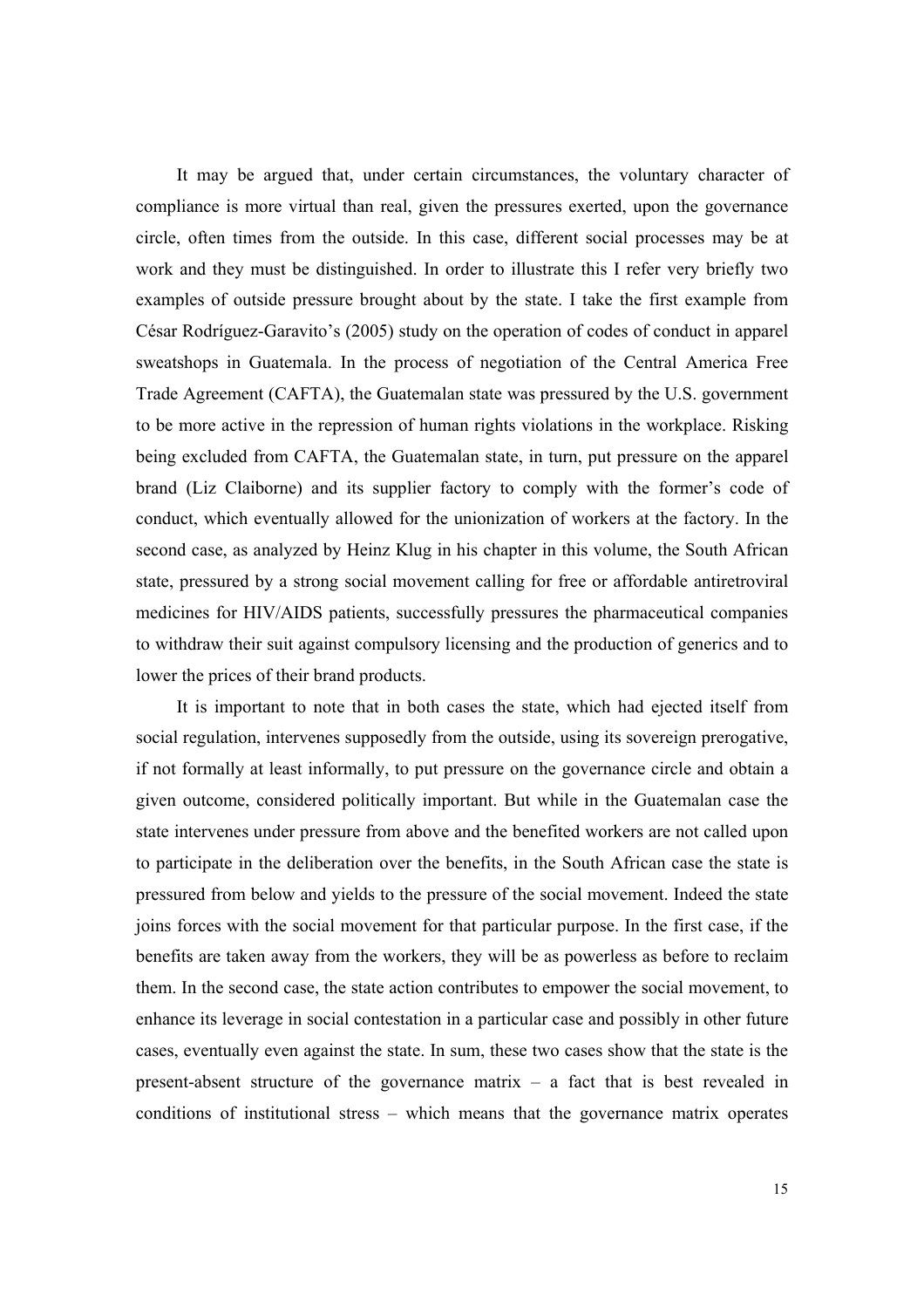It may be argued that, under certain circumstances, the voluntary character of compliance is more virtual than real, given the pressures exerted, upon the governance circle, often times from the outside. In this case, different social processes may be at work and they must be distinguished. In order to illustrate this I refer very briefly two examples of outside pressure brought about by the state. I take the first example from César Rodríguez-Garavito's (2005) study on the operation of codes of conduct in apparel sweatshops in Guatemala. In the process of negotiation of the Central America Free Trade Agreement (CAFTA), the Guatemalan state was pressured by the U.S. government to be more active in the repression of human rights violations in the workplace. Risking being excluded from CAFTA, the Guatemalan state, in turn, put pressure on the apparel brand (Liz Claiborne) and its supplier factory to comply with the former's code of conduct, which eventually allowed for the unionization of workers at the factory. In the second case, as analyzed by Heinz Klug in his chapter in this volume, the South African state, pressured by a strong social movement calling for free or affordable antiretroviral medicines for HIV/AIDS patients, successfully pressures the pharmaceutical companies to withdraw their suit against compulsory licensing and the production of generics and to lower the prices of their brand products.

It is important to note that in both cases the state, which had ejected itself from social regulation, intervenes supposedly from the outside, using its sovereign prerogative, if not formally at least informally, to put pressure on the governance circle and obtain a given outcome, considered politically important. But while in the Guatemalan case the state intervenes under pressure from above and the benefited workers are not called upon to participate in the deliberation over the benefits, in the South African case the state is pressured from below and yields to the pressure of the social movement. Indeed the state joins forces with the social movement for that particular purpose. In the first case, if the benefits are taken away from the workers, they will be as powerless as before to reclaim them. In the second case, the state action contributes to empower the social movement, to enhance its leverage in social contestation in a particular case and possibly in other future cases, eventually even against the state. In sum, these two cases show that the state is the present-absent structure of the governance matrix – a fact that is best revealed in conditions of institutional stress – which means that the governance matrix operates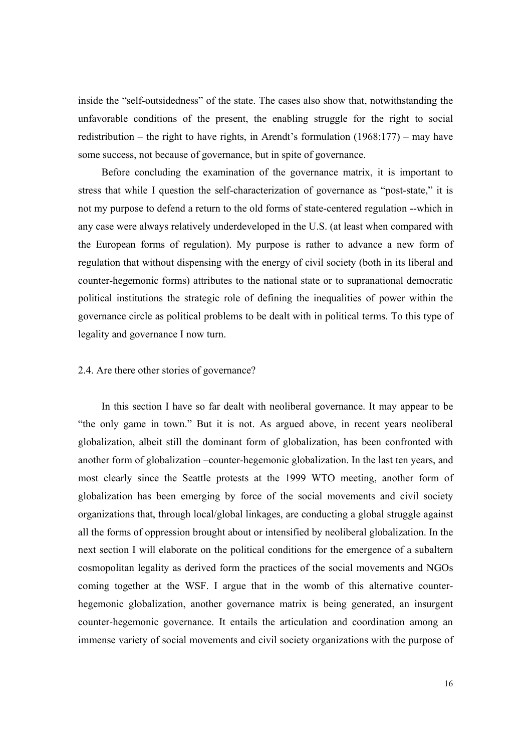inside the "self-outsidedness" of the state. The cases also show that, notwithstanding the unfavorable conditions of the present, the enabling struggle for the right to social redistribution – the right to have rights, in Arendt's formulation (1968:177) – may have some success, not because of governance, but in spite of governance.

Before concluding the examination of the governance matrix, it is important to stress that while I question the self-characterization of governance as "post-state," it is not my purpose to defend a return to the old forms of state-centered regulation --which in any case were always relatively underdeveloped in the U.S. (at least when compared with the European forms of regulation). My purpose is rather to advance a new form of regulation that without dispensing with the energy of civil society (both in its liberal and counter-hegemonic forms) attributes to the national state or to supranational democratic political institutions the strategic role of defining the inequalities of power within the governance circle as political problems to be dealt with in political terms. To this type of legality and governance I now turn.

### 2.4. Are there other stories of governance?

In this section I have so far dealt with neoliberal governance. It may appear to be "the only game in town." But it is not. As argued above, in recent years neoliberal globalization, albeit still the dominant form of globalization, has been confronted with another form of globalization –counter-hegemonic globalization. In the last ten years, and most clearly since the Seattle protests at the 1999 WTO meeting, another form of globalization has been emerging by force of the social movements and civil society organizations that, through local/global linkages, are conducting a global struggle against all the forms of oppression brought about or intensified by neoliberal globalization. In the next section I will elaborate on the political conditions for the emergence of a subaltern cosmopolitan legality as derived form the practices of the social movements and NGOs coming together at the WSF. I argue that in the womb of this alternative counter-hegemonic globalization, another governance matrix is being generated, an insurgent counter-hegemonic governance. It entails the articulation and coordination among an immense variety of social movements and civil society organizations with the purpose of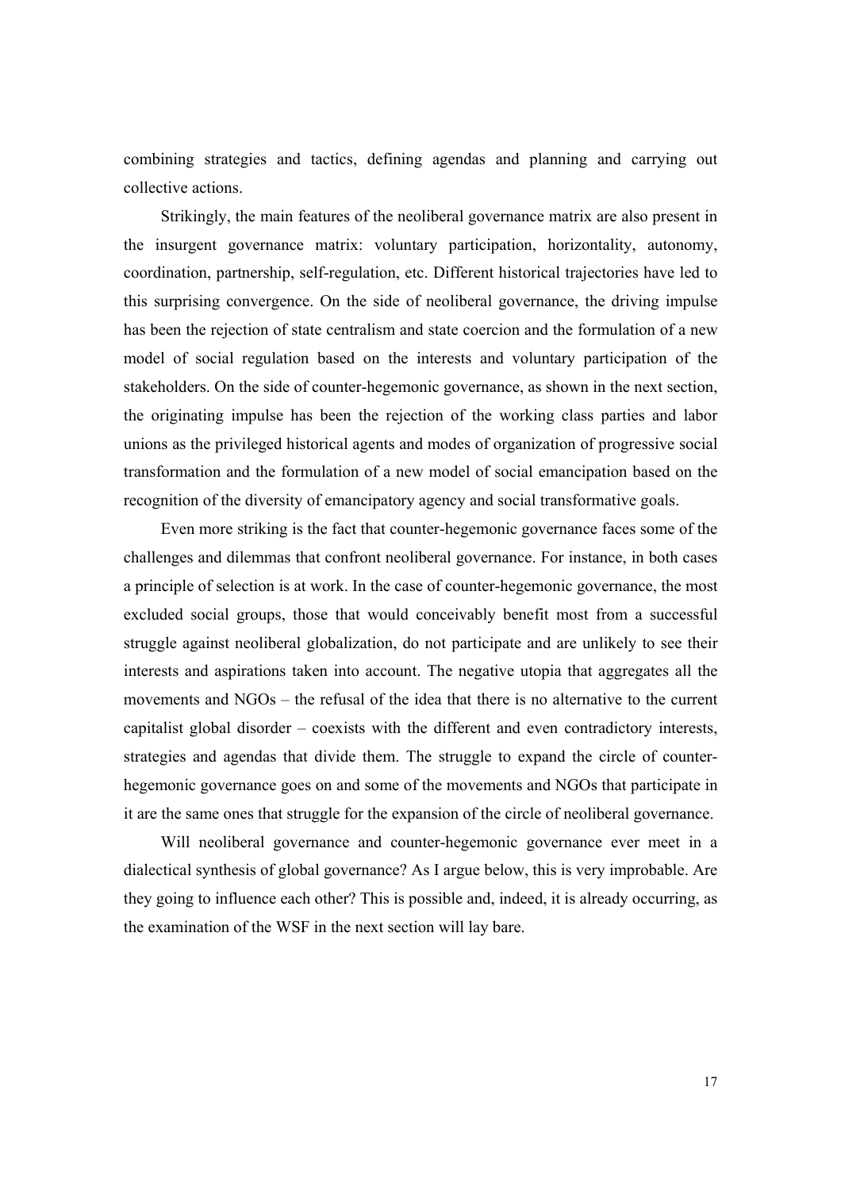combining strategies and tactics, defining agendas and planning and carrying out collective actions.

Strikingly, the main features of the neoliberal governance matrix are also present in the insurgent governance matrix: voluntary participation, horizontality, autonomy, coordination, partnership, self-regulation, etc. Different historical trajectories have led to this surprising convergence. On the side of neoliberal governance, the driving impulse has been the rejection of state centralism and state coercion and the formulation of a new model of social regulation based on the interests and voluntary participation of the stakeholders. On the side of counter-hegemonic governance, as shown in the next section, the originating impulse has been the rejection of the working class parties and labor unions as the privileged historical agents and modes of organization of progressive social transformation and the formulation of a new model of social emancipation based on the recognition of the diversity of emancipatory agency and social transformative goals.

Even more striking is the fact that counter-hegemonic governance faces some of the challenges and dilemmas that confront neoliberal governance. For instance, in both cases a principle of selection is at work. In the case of counter-hegemonic governance, the most excluded social groups, those that would conceivably benefit most from a successful struggle against neoliberal globalization, do not participate and are unlikely to see their interests and aspirations taken into account. The negative utopia that aggregates all the movements and NGOs – the refusal of the idea that there is no alternative to the current capitalist global disorder – coexists with the different and even contradictory interests, strategies and agendas that divide them. The struggle to expand the circle of counter-hegemonic governance goes on and some of the movements and NGOs that participate in it are the same ones that struggle for the expansion of the circle of neoliberal governance.

Will neoliberal governance and counter-hegemonic governance ever meet in a dialectical synthesis of global governance? As I argue below, this is very improbable. Are they going to influence each other? This is possible and, indeed, it is already occurring, as the examination of the WSF in the next section will lay bare.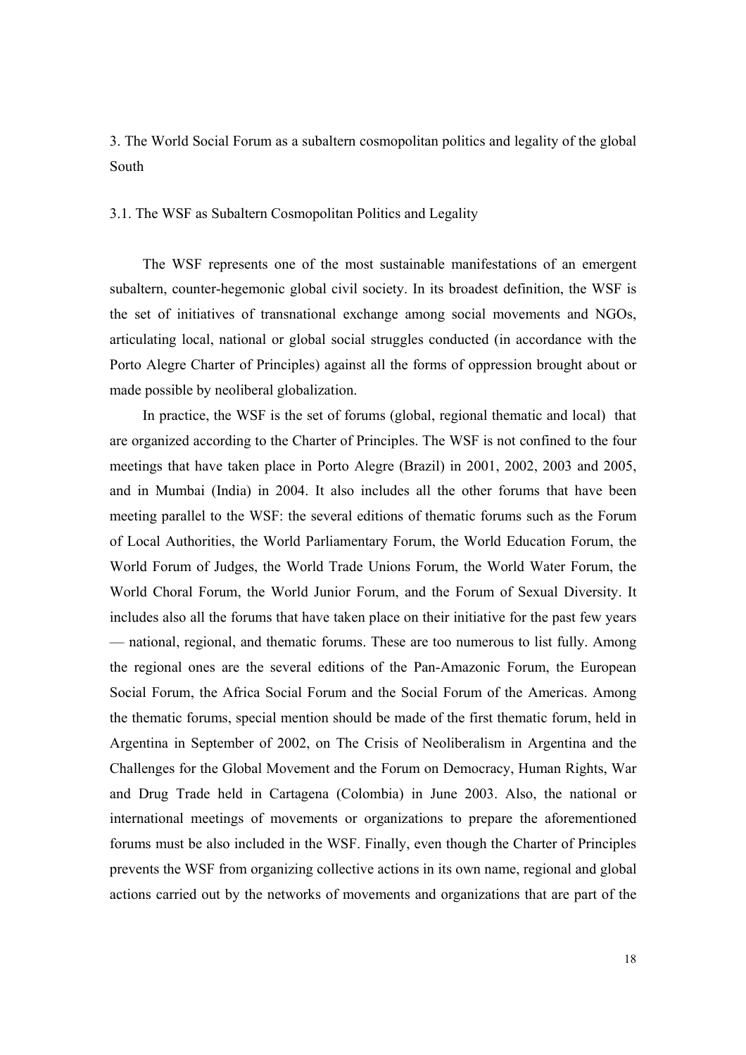## 3. The World Social Forum as a subaltern cosmopolitan politics and legality of the global South

### 3.1. The WSF as Subaltern Cosmopolitan Politics and Legality

The WSF represents one of the most sustainable manifestations of an emergent subaltern, counter-hegemonic global civil society. In its broadest definition, the WSF is the set of initiatives of transnational exchange among social movements and NGOs, articulating local, national or global social struggles conducted (in accordance with the Porto Alegre Charter of Principles) against all the forms of oppression brought about or made possible by neoliberal globalization.

In practice, the WSF is the set of forums (global, regional thematic and local) that are organized according to the Charter of Principles. The WSF is not confined to the four meetings that have taken place in Porto Alegre (Brazil) in 2001, 2002, 2003 and 2005, and in Mumbai (India) in 2004. It also includes all the other forums that have been meeting parallel to the WSF: the several editions of thematic forums such as the Forum of Local Authorities, the World Parliamentary Forum, the World Education Forum, the World Forum of Judges, the World Trade Unions Forum, the World Water Forum, the World Choral Forum, the World Junior Forum, and the Forum of Sexual Diversity. It includes also all the forums that have taken place on their initiative for the past few years — national, regional, and thematic forums. These are too numerous to list fully. Among the regional ones are the several editions of the Pan-Amazonic Forum, the European Social Forum, the Africa Social Forum and the Social Forum of the Americas. Among the thematic forums, special mention should be made of the first thematic forum, held in Argentina in September of 2002, on The Crisis of Neoliberalism in Argentina and the Challenges for the Global Movement and the Forum on Democracy, Human Rights, War and Drug Trade held in Cartagena (Colombia) in June 2003. Also, the national or international meetings of movements or organizations to prepare the aforementioned forums must be also included in the WSF. Finally, even though the Charter of Principles prevents the WSF from organizing collective actions in its own name, regional and global actions carried out by the networks of movements and organizations that are part of the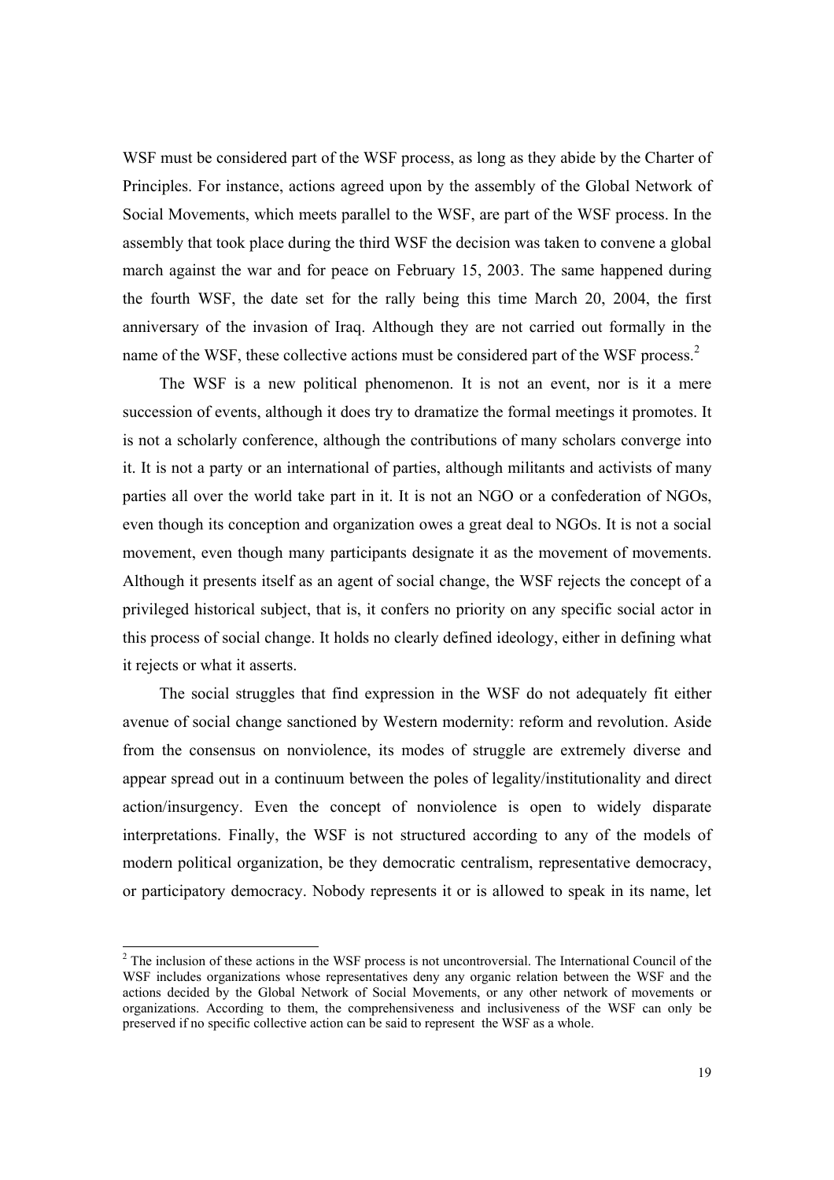WSF must be considered part of the WSF process, as long as they abide by the Charter of Principles. For instance, actions agreed upon by the assembly of the Global Network of Social Movements, which meets parallel to the WSF, are part of the WSF process. In the assembly that took place during the third WSF the decision was taken to convene a global march against the war and for peace on February 15, 2003. The same happened during the fourth WSF, the date set for the rally being this time March 20, 2004, the first anniversary of the invasion of Iraq. Although they are not carried out formally in the name of the WSF, these collective actions must be considered part of the WSF process.[2]

The WSF is a new political phenomenon. It is not an event, nor is it a mere succession of events, although it does try to dramatize the formal meetings it promotes. It is not a scholarly conference, although the contributions of many scholars converge into it. It is not a party or an international of parties, although militants and activists of many parties all over the world take part in it. It is not an NGO or a confederation of NGOs, even though its conception and organization owes a great deal to NGOs. It is not a social movement, even though many participants designate it as the movement of movements. Although it presents itself as an agent of social change, the WSF rejects the concept of a privileged historical subject, that is, it confers no priority on any specific social actor in this process of social change. It holds no clearly defined ideology, either in defining what it rejects or what it asserts.

The social struggles that find expression in the WSF do not adequately fit either avenue of social change sanctioned by Western modernity: reform and revolution. Aside from the consensus on nonviolence, its modes of struggle are extremely diverse and appear spread out in a continuum between the poles of legality/institutionality and direct action/insurgency. Even the concept of nonviolence is open to widely disparate interpretations. Finally, the WSF is not structured according to any of the models of modern political organization, be they democratic centralism, representative democracy, or participatory democracy. Nobody represents it or is allowed to speak in its name, let

---

[2] The inclusion of these actions in the WSF process is not uncontroversial. The International Council of the WSF includes organizations whose representatives deny any organic relation between the WSF and the actions decided by the Global Network of Social Movements, or any other network of movements or organizations. According to them, the comprehensiveness and inclusiveness of the WSF can only be preserved if no specific collective action can be said to represent the WSF as a whole.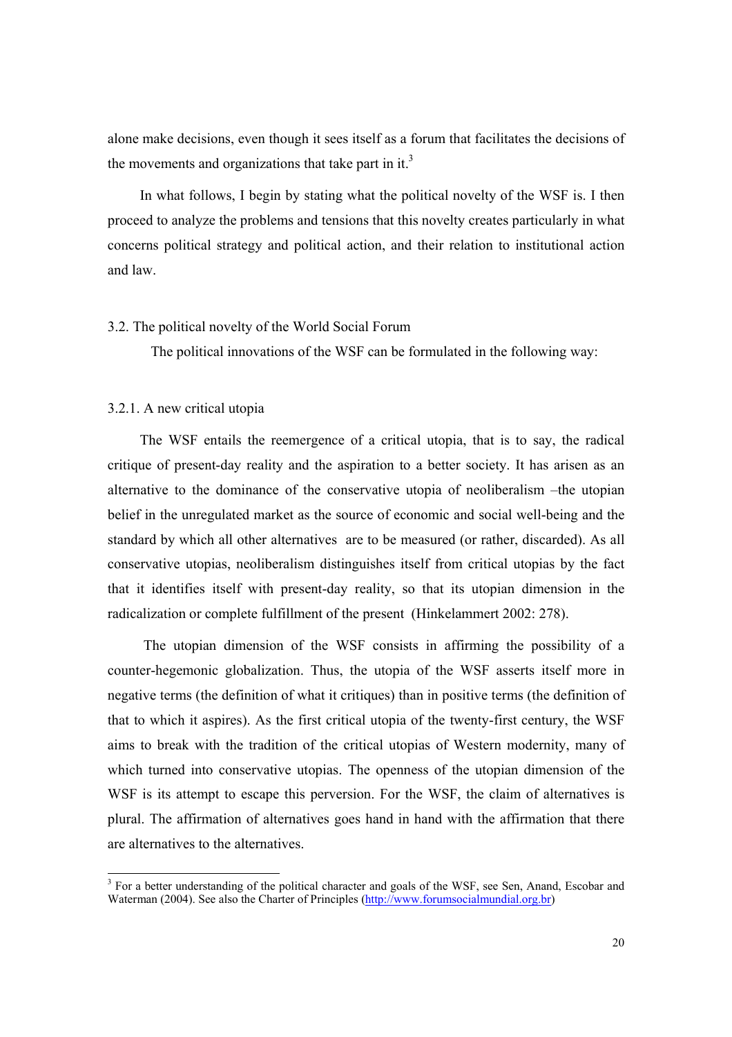alone make decisions, even though it sees itself as a forum that facilitates the decisions of the movements and organizations that take part in it.[3]

In what follows, I begin by stating what the political novelty of the WSF is. I then proceed to analyze the problems and tensions that this novelty creates particularly in what concerns political strategy and political action, and their relation to institutional action and law.

### 3.2. The political novelty of the World Social Forum

The political innovations of the WSF can be formulated in the following way:

#### 3.2.1. A new critical utopia

The WSF entails the reemergence of a critical utopia, that is to say, the radical critique of present-day reality and the aspiration to a better society. It has arisen as an alternative to the dominance of the conservative utopia of neoliberalism –the utopian belief in the unregulated market as the source of economic and social well-being and the standard by which all other alternatives are to be measured (or rather, discarded). As all conservative utopias, neoliberalism distinguishes itself from critical utopias by the fact that it identifies itself with present-day reality, so that its utopian dimension in the radicalization or complete fulfillment of the present (Hinkelammert 2002: 278).

The utopian dimension of the WSF consists in affirming the possibility of a counter-hegemonic globalization. Thus, the utopia of the WSF asserts itself more in negative terms (the definition of what it critiques) than in positive terms (the definition of that to which it aspires). As the first critical utopia of the twenty-first century, the WSF aims to break with the tradition of the critical utopias of Western modernity, many of which turned into conservative utopias. The openness of the utopian dimension of the WSF is its attempt to escape this perversion. For the WSF, the claim of alternatives is plural. The affirmation of alternatives goes hand in hand with the affirmation that there are alternatives to the alternatives.

---

[3] For a better understanding of the political character and goals of the WSF, see Sen, Anand, Escobar and Waterman (2004). See also the Charter of Principles (http://www.forumsocialmundial.org.br)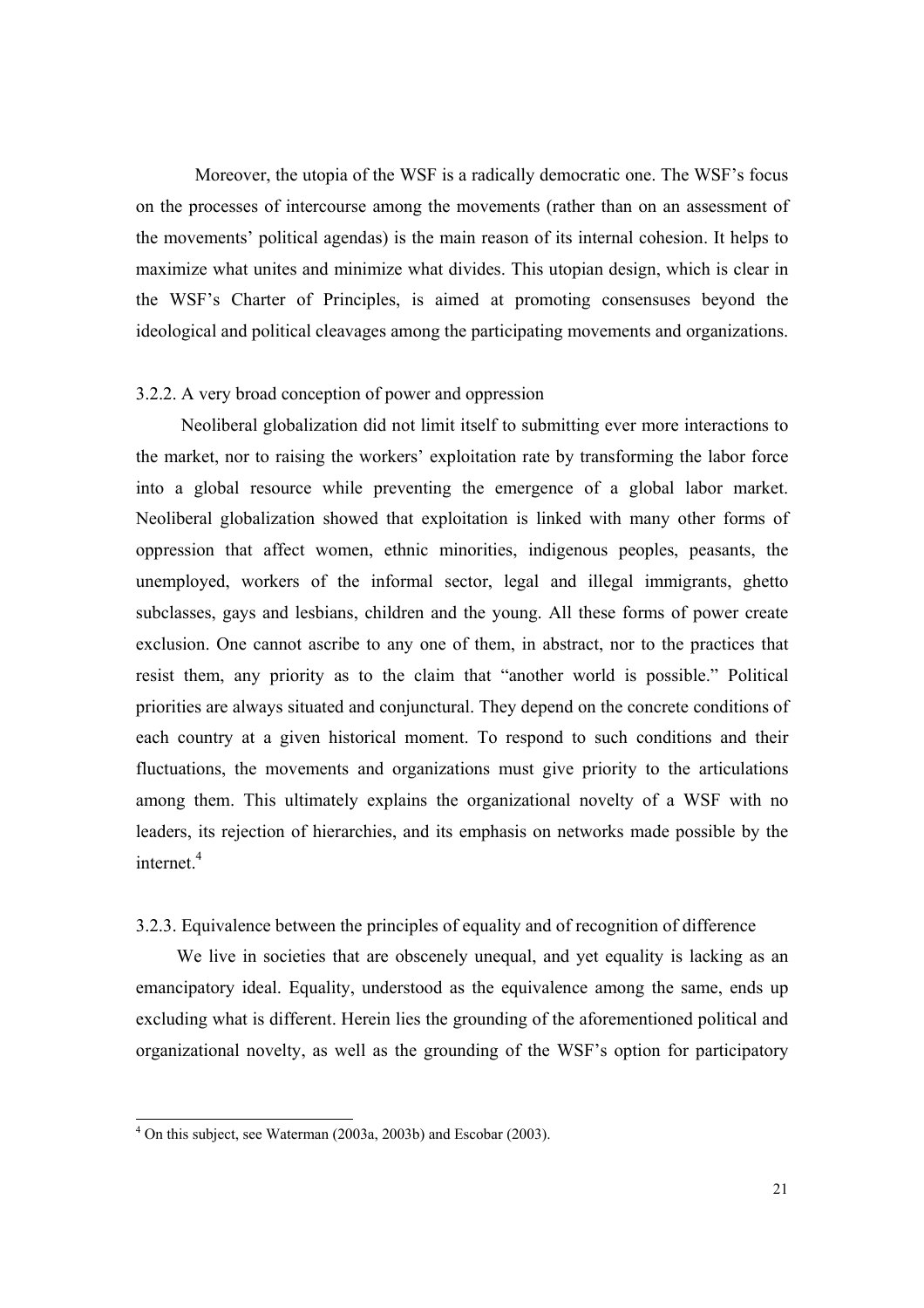Moreover, the utopia of the WSF is a radically democratic one. The WSF's focus on the processes of intercourse among the movements (rather than on an assessment of the movements' political agendas) is the main reason of its internal cohesion. It helps to maximize what unites and minimize what divides. This utopian design, which is clear in the WSF's Charter of Principles, is aimed at promoting consensuses beyond the ideological and political cleavages among the participating movements and organizations.

### 3.2.2. A very broad conception of power and oppression

Neoliberal globalization did not limit itself to submitting ever more interactions to the market, nor to raising the workers' exploitation rate by transforming the labor force into a global resource while preventing the emergence of a global labor market. Neoliberal globalization showed that exploitation is linked with many other forms of oppression that affect women, ethnic minorities, indigenous peoples, peasants, the unemployed, workers of the informal sector, legal and illegal immigrants, ghetto subclasses, gays and lesbians, children and the young. All these forms of power create exclusion. One cannot ascribe to any one of them, in abstract, nor to the practices that resist them, any priority as to the claim that "another world is possible." Political priorities are always situated and conjunctural. They depend on the concrete conditions of each country at a given historical moment. To respond to such conditions and their fluctuations, the movements and organizations must give priority to the articulations among them. This ultimately explains the organizational novelty of a WSF with no leaders, its rejection of hierarchies, and its emphasis on networks made possible by the internet.[4]

### 3.2.3. Equivalence between the principles of equality and of recognition of difference

We live in societies that are obscenely unequal, and yet equality is lacking as an emancipatory ideal. Equality, understood as the equivalence among the same, ends up excluding what is different. Herein lies the grounding of the aforementioned political and organizational novelty, as well as the grounding of the WSF's option for participatory

[4] On this subject, see Waterman (2003a, 2003b) and Escobar (2003).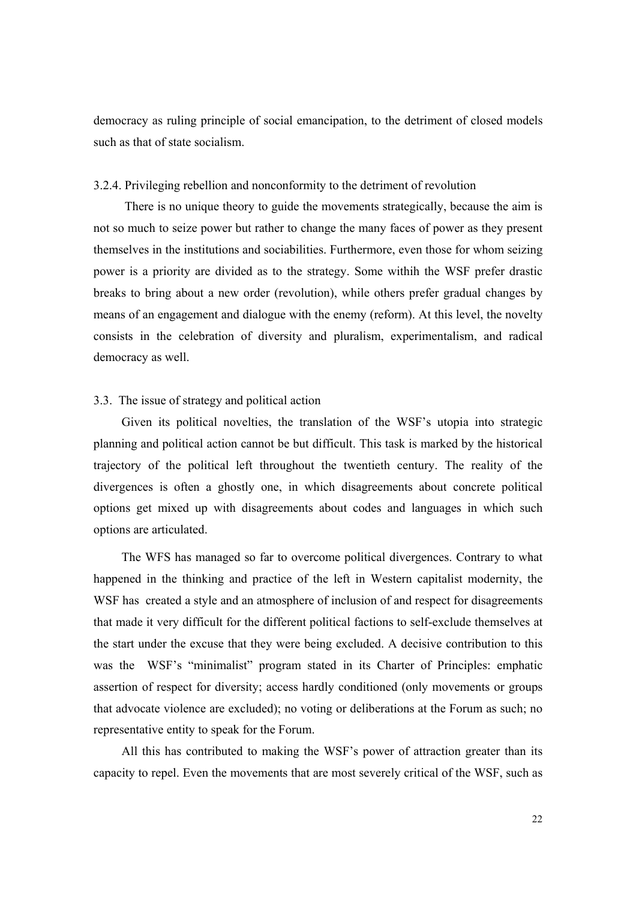democracy as ruling principle of social emancipation, to the detriment of closed models such as that of state socialism.

### 3.2.4. Privileging rebellion and nonconformity to the detriment of revolution

There is no unique theory to guide the movements strategically, because the aim is not so much to seize power but rather to change the many faces of power as they present themselves in the institutions and sociabilities. Furthermore, even those for whom seizing power is a priority are divided as to the strategy. Some withih the WSF prefer drastic breaks to bring about a new order (revolution), while others prefer gradual changes by means of an engagement and dialogue with the enemy (reform). At this level, the novelty consists in the celebration of diversity and pluralism, experimentalism, and radical democracy as well.

## 3.3. The issue of strategy and political action

Given its political novelties, the translation of the WSF's utopia into strategic planning and political action cannot be but difficult. This task is marked by the historical trajectory of the political left throughout the twentieth century. The reality of the divergences is often a ghostly one, in which disagreements about concrete political options get mixed up with disagreements about codes and languages in which such options are articulated.

The WFS has managed so far to overcome political divergences. Contrary to what happened in the thinking and practice of the left in Western capitalist modernity, the WSF has created a style and an atmosphere of inclusion of and respect for disagreements that made it very difficult for the different political factions to self-exclude themselves at the start under the excuse that they were being excluded. A decisive contribution to this was the WSF's "minimalist" program stated in its Charter of Principles: emphatic assertion of respect for diversity; access hardly conditioned (only movements or groups that advocate violence are excluded); no voting or deliberations at the Forum as such; no representative entity to speak for the Forum.

All this has contributed to making the WSF's power of attraction greater than its capacity to repel. Even the movements that are most severely critical of the WSF, such as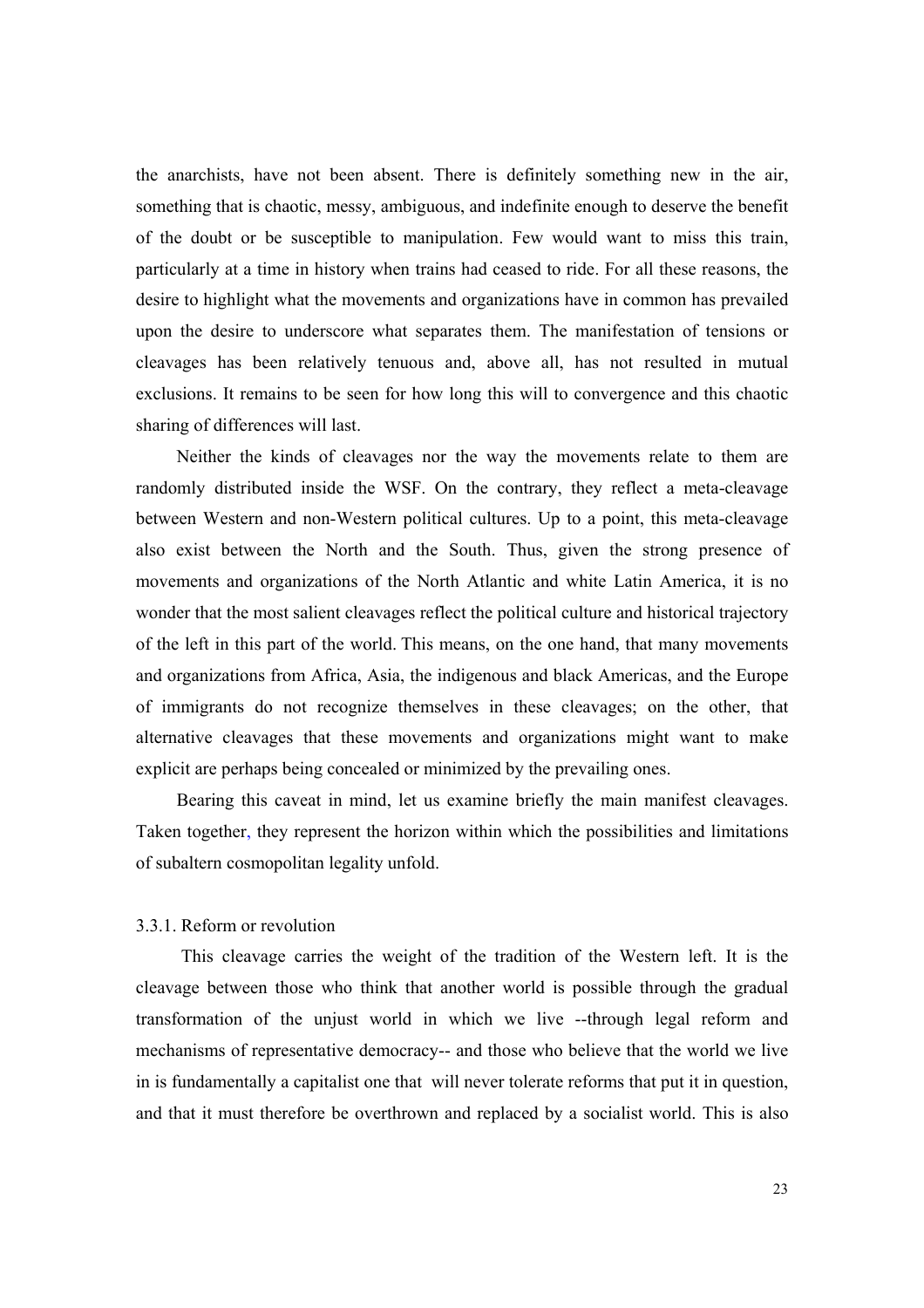the anarchists, have not been absent. There is definitely something new in the air, something that is chaotic, messy, ambiguous, and indefinite enough to deserve the benefit of the doubt or be susceptible to manipulation. Few would want to miss this train, particularly at a time in history when trains had ceased to ride. For all these reasons, the desire to highlight what the movements and organizations have in common has prevailed upon the desire to underscore what separates them. The manifestation of tensions or cleavages has been relatively tenuous and, above all, has not resulted in mutual exclusions. It remains to be seen for how long this will to convergence and this chaotic sharing of differences will last.

Neither the kinds of cleavages nor the way the movements relate to them are randomly distributed inside the WSF. On the contrary, they reflect a meta-cleavage between Western and non-Western political cultures. Up to a point, this meta-cleavage also exist between the North and the South. Thus, given the strong presence of movements and organizations of the North Atlantic and white Latin America, it is no wonder that the most salient cleavages reflect the political culture and historical trajectory of the left in this part of the world. This means, on the one hand, that many movements and organizations from Africa, Asia, the indigenous and black Americas, and the Europe of immigrants do not recognize themselves in these cleavages; on the other, that alternative cleavages that these movements and organizations might want to make explicit are perhaps being concealed or minimized by the prevailing ones.

Bearing this caveat in mind, let us examine briefly the main manifest cleavages. Taken together, they represent the horizon within which the possibilities and limitations of subaltern cosmopolitan legality unfold.

### 3.3.1. Reform or revolution

This cleavage carries the weight of the tradition of the Western left. It is the cleavage between those who think that another world is possible through the gradual transformation of the unjust world in which we live --through legal reform and mechanisms of representative democracy-- and those who believe that the world we live in is fundamentally a capitalist one that will never tolerate reforms that put it in question, and that it must therefore be overthrown and replaced by a socialist world. This is also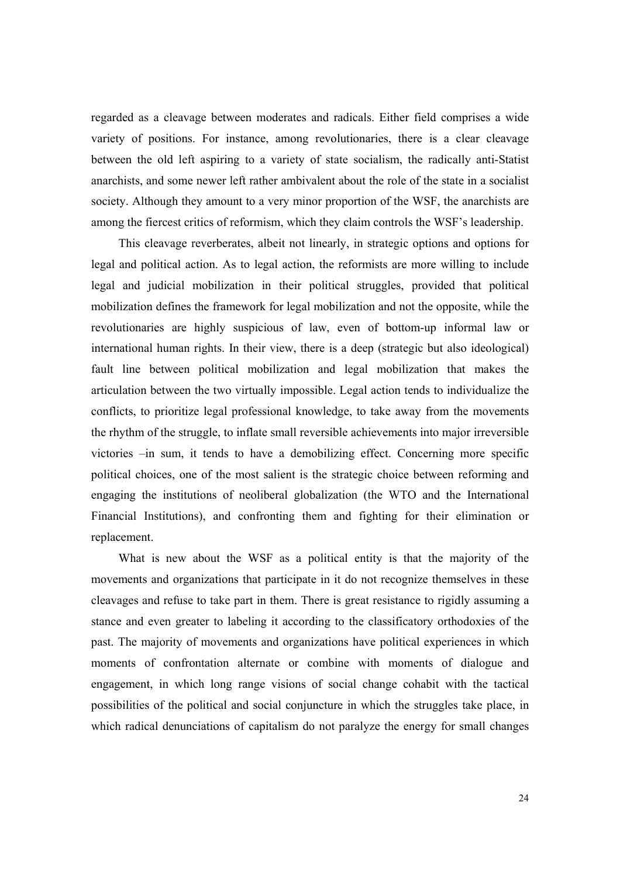regarded as a cleavage between moderates and radicals. Either field comprises a wide variety of positions. For instance, among revolutionaries, there is a clear cleavage between the old left aspiring to a variety of state socialism, the radically anti-Statist anarchists, and some newer left rather ambivalent about the role of the state in a socialist society. Although they amount to a very minor proportion of the WSF, the anarchists are among the fiercest critics of reformism, which they claim controls the WSF's leadership.

This cleavage reverberates, albeit not linearly, in strategic options and options for legal and political action. As to legal action, the reformists are more willing to include legal and judicial mobilization in their political struggles, provided that political mobilization defines the framework for legal mobilization and not the opposite, while the revolutionaries are highly suspicious of law, even of bottom-up informal law or international human rights. In their view, there is a deep (strategic but also ideological) fault line between political mobilization and legal mobilization that makes the articulation between the two virtually impossible. Legal action tends to individualize the conflicts, to prioritize legal professional knowledge, to take away from the movements the rhythm of the struggle, to inflate small reversible achievements into major irreversible victories –in sum, it tends to have a demobilizing effect. Concerning more specific political choices, one of the most salient is the strategic choice between reforming and engaging the institutions of neoliberal globalization (the WTO and the International Financial Institutions), and confronting them and fighting for their elimination or replacement.

What is new about the WSF as a political entity is that the majority of the movements and organizations that participate in it do not recognize themselves in these cleavages and refuse to take part in them. There is great resistance to rigidly assuming a stance and even greater to labeling it according to the classificatory orthodoxies of the past. The majority of movements and organizations have political experiences in which moments of confrontation alternate or combine with moments of dialogue and engagement, in which long range visions of social change cohabit with the tactical possibilities of the political and social conjuncture in which the struggles take place, in which radical denunciations of capitalism do not paralyze the energy for small changes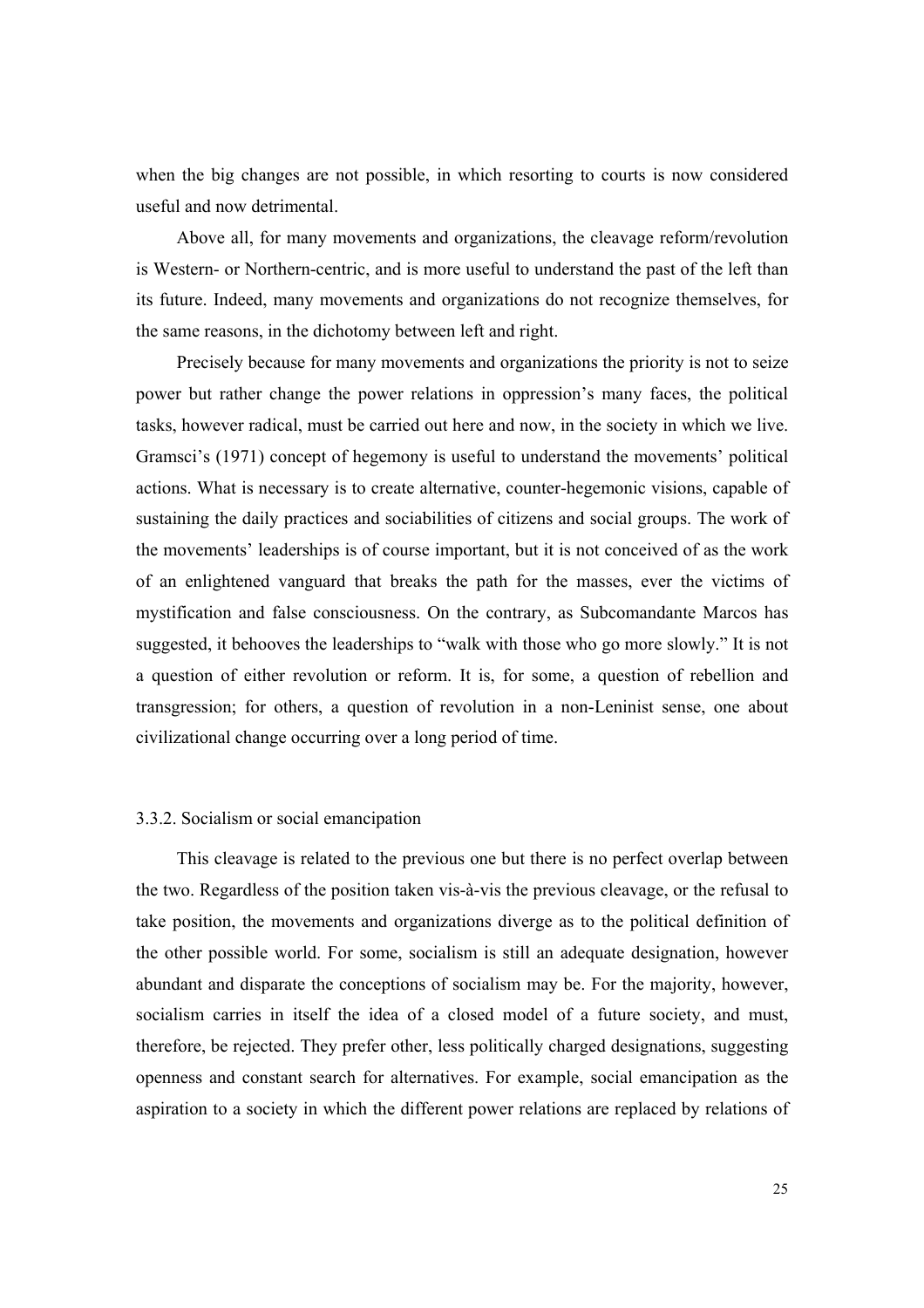when the big changes are not possible, in which resorting to courts is now considered useful and now detrimental.

Above all, for many movements and organizations, the cleavage reform/revolution is Western- or Northern-centric, and is more useful to understand the past of the left than its future. Indeed, many movements and organizations do not recognize themselves, for the same reasons, in the dichotomy between left and right.

Precisely because for many movements and organizations the priority is not to seize power but rather change the power relations in oppression's many faces, the political tasks, however radical, must be carried out here and now, in the society in which we live. Gramsci's (1971) concept of hegemony is useful to understand the movements' political actions. What is necessary is to create alternative, counter-hegemonic visions, capable of sustaining the daily practices and sociabilities of citizens and social groups. The work of the movements' leaderships is of course important, but it is not conceived of as the work of an enlightened vanguard that breaks the path for the masses, ever the victims of mystification and false consciousness. On the contrary, as Subcomandante Marcos has suggested, it behooves the leaderships to "walk with those who go more slowly." It is not a question of either revolution or reform. It is, for some, a question of rebellion and transgression; for others, a question of revolution in a non-Leninist sense, one about civilizational change occurring over a long period of time.

### 3.3.2. Socialism or social emancipation

This cleavage is related to the previous one but there is no perfect overlap between the two. Regardless of the position taken vis-à-vis the previous cleavage, or the refusal to take position, the movements and organizations diverge as to the political definition of the other possible world. For some, socialism is still an adequate designation, however abundant and disparate the conceptions of socialism may be. For the majority, however, socialism carries in itself the idea of a closed model of a future society, and must, therefore, be rejected. They prefer other, less politically charged designations, suggesting openness and constant search for alternatives. For example, social emancipation as the aspiration to a society in which the different power relations are replaced by relations of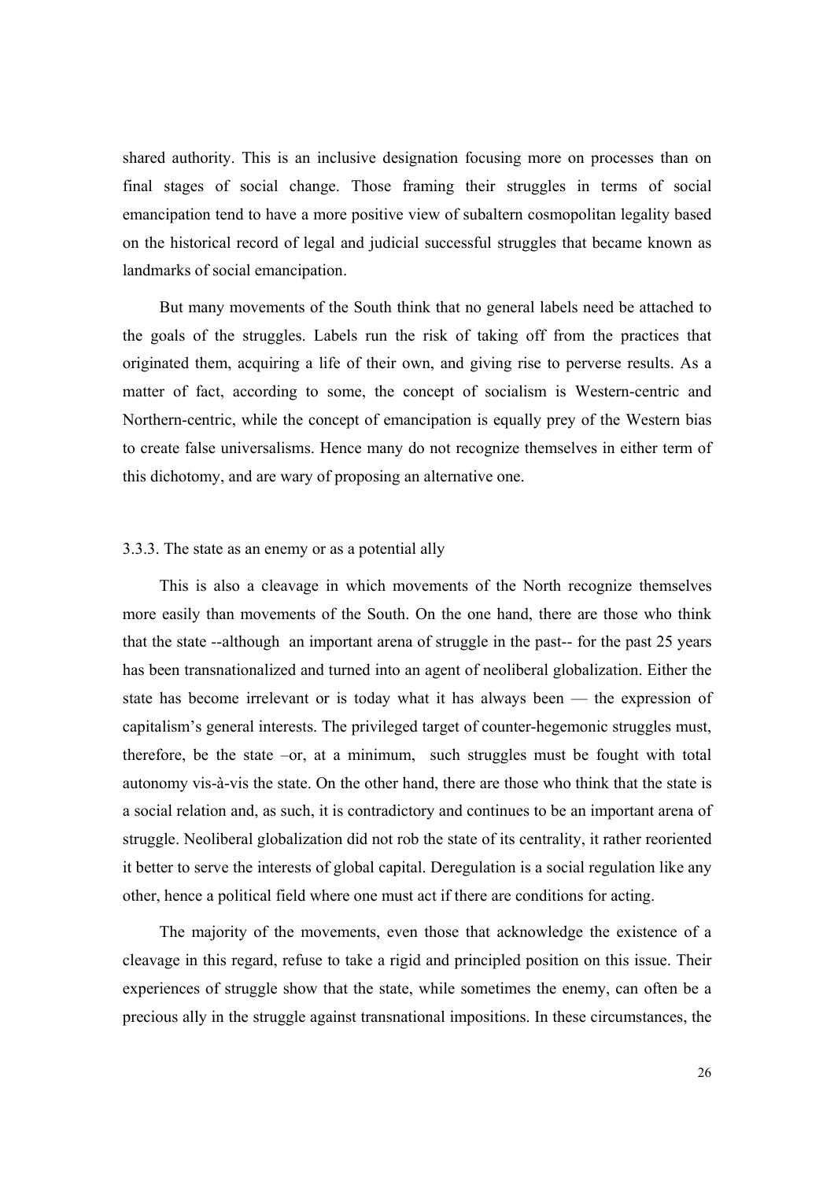shared authority. This is an inclusive designation focusing more on processes than on final stages of social change. Those framing their struggles in terms of social emancipation tend to have a more positive view of subaltern cosmopolitan legality based on the historical record of legal and judicial successful struggles that became known as landmarks of social emancipation.

But many movements of the South think that no general labels need be attached to the goals of the struggles. Labels run the risk of taking off from the practices that originated them, acquiring a life of their own, and giving rise to perverse results. As a matter of fact, according to some, the concept of socialism is Western-centric and Northern-centric, while the concept of emancipation is equally prey of the Western bias to create false universalisms. Hence many do not recognize themselves in either term of this dichotomy, and are wary of proposing an alternative one.

### 3.3.3. The state as an enemy or as a potential ally

This is also a cleavage in which movements of the North recognize themselves more easily than movements of the South. On the one hand, there are those who think that the state --although an important arena of struggle in the past-- for the past 25 years has been transnationalized and turned into an agent of neoliberal globalization. Either the state has become irrelevant or is today what it has always been — the expression of capitalism's general interests. The privileged target of counter-hegemonic struggles must, therefore, be the state –or, at a minimum, such struggles must be fought with total autonomy vis-à-vis the state. On the other hand, there are those who think that the state is a social relation and, as such, it is contradictory and continues to be an important arena of struggle. Neoliberal globalization did not rob the state of its centrality, it rather reoriented it better to serve the interests of global capital. Deregulation is a social regulation like any other, hence a political field where one must act if there are conditions for acting.

The majority of the movements, even those that acknowledge the existence of a cleavage in this regard, refuse to take a rigid and principled position on this issue. Their experiences of struggle show that the state, while sometimes the enemy, can often be a precious ally in the struggle against transnational impositions. In these circumstances, the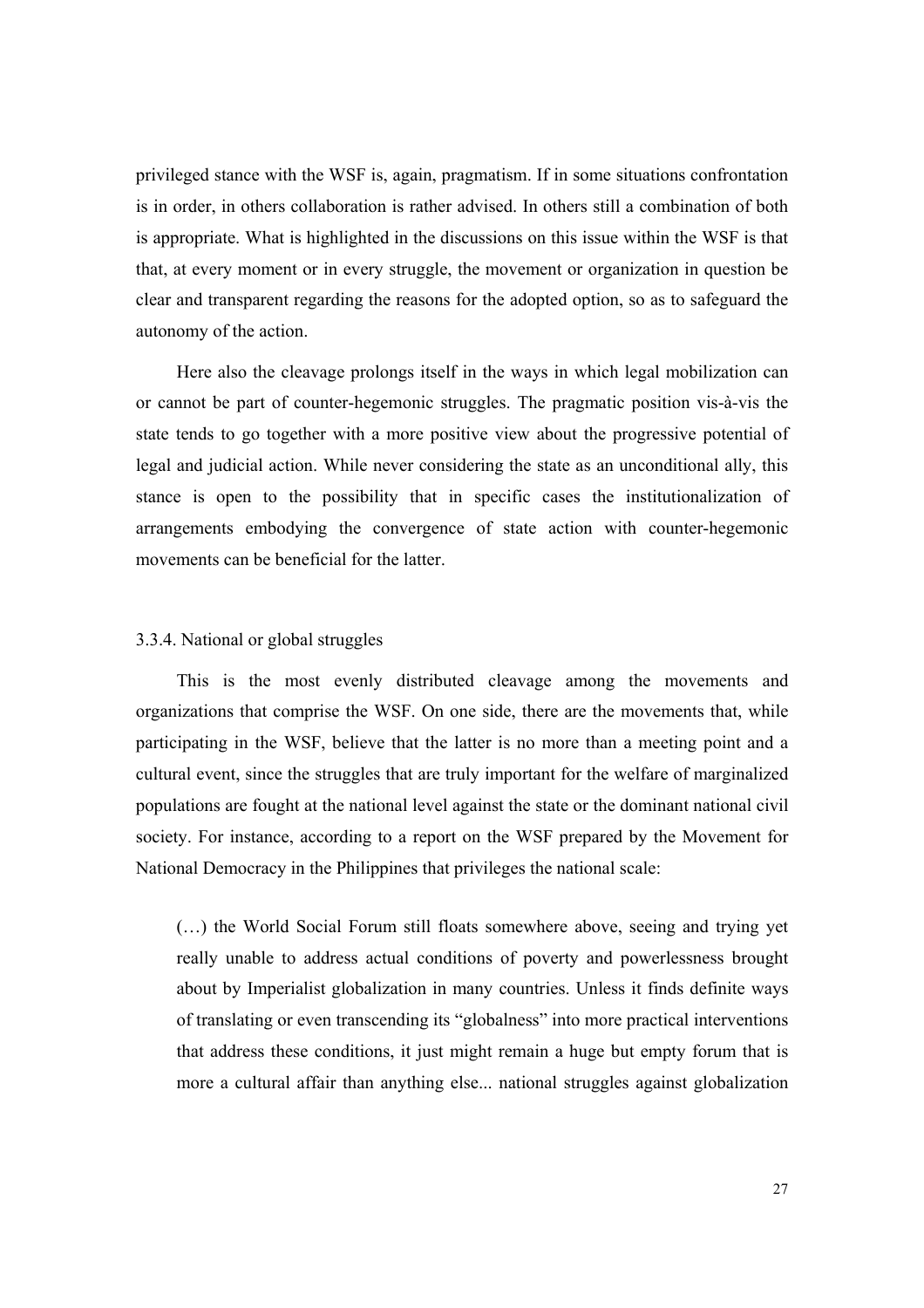privileged stance with the WSF is, again, pragmatism. If in some situations confrontation is in order, in others collaboration is rather advised. In others still a combination of both is appropriate. What is highlighted in the discussions on this issue within the WSF is that that, at every moment or in every struggle, the movement or organization in question be clear and transparent regarding the reasons for the adopted option, so as to safeguard the autonomy of the action.

Here also the cleavage prolongs itself in the ways in which legal mobilization can or cannot be part of counter-hegemonic struggles. The pragmatic position vis-à-vis the state tends to go together with a more positive view about the progressive potential of legal and judicial action. While never considering the state as an unconditional ally, this stance is open to the possibility that in specific cases the institutionalization of arrangements embodying the convergence of state action with counter-hegemonic movements can be beneficial for the latter.

### 3.3.4. National or global struggles

This is the most evenly distributed cleavage among the movements and organizations that comprise the WSF. On one side, there are the movements that, while participating in the WSF, believe that the latter is no more than a meeting point and a cultural event, since the struggles that are truly important for the welfare of marginalized populations are fought at the national level against the state or the dominant national civil society. For instance, according to a report on the WSF prepared by the Movement for National Democracy in the Philippines that privileges the national scale:

> (…) the World Social Forum still floats somewhere above, seeing and trying yet really unable to address actual conditions of poverty and powerlessness brought about by Imperialist globalization in many countries. Unless it finds definite ways of translating or even transcending its "globalness" into more practical interventions that address these conditions, it just might remain a huge but empty forum that is more a cultural affair than anything else... national struggles against globalization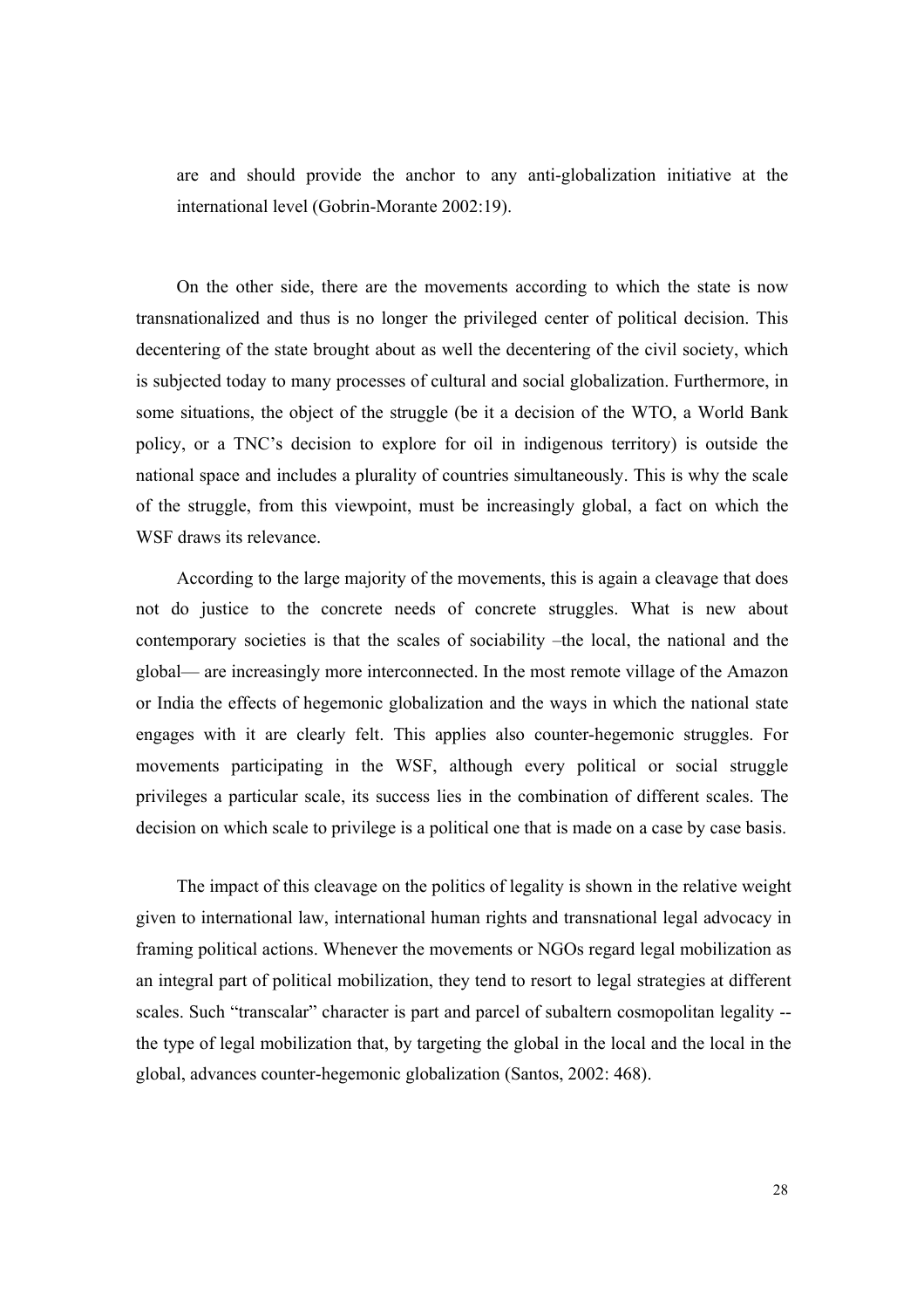> are and should provide the anchor to any anti-globalization initiative at the international level (Gobrin-Morante 2002:19).

On the other side, there are the movements according to which the state is now transnationalized and thus is no longer the privileged center of political decision. This decentering of the state brought about as well the decentering of the civil society, which is subjected today to many processes of cultural and social globalization. Furthermore, in some situations, the object of the struggle (be it a decision of the WTO, a World Bank policy, or a TNC's decision to explore for oil in indigenous territory) is outside the national space and includes a plurality of countries simultaneously. This is why the scale of the struggle, from this viewpoint, must be increasingly global, a fact on which the WSF draws its relevance.

According to the large majority of the movements, this is again a cleavage that does not do justice to the concrete needs of concrete struggles. What is new about contemporary societies is that the scales of sociability –the local, the national and the global— are increasingly more interconnected. In the most remote village of the Amazon or India the effects of hegemonic globalization and the ways in which the national state engages with it are clearly felt. This applies also counter-hegemonic struggles. For movements participating in the WSF, although every political or social struggle privileges a particular scale, its success lies in the combination of different scales. The decision on which scale to privilege is a political one that is made on a case by case basis.

The impact of this cleavage on the politics of legality is shown in the relative weight given to international law, international human rights and transnational legal advocacy in framing political actions. Whenever the movements or NGOs regard legal mobilization as an integral part of political mobilization, they tend to resort to legal strategies at different scales. Such "transcalar" character is part and parcel of subaltern cosmopolitan legality -- the type of legal mobilization that, by targeting the global in the local and the local in the global, advances counter-hegemonic globalization (Santos, 2002: 468).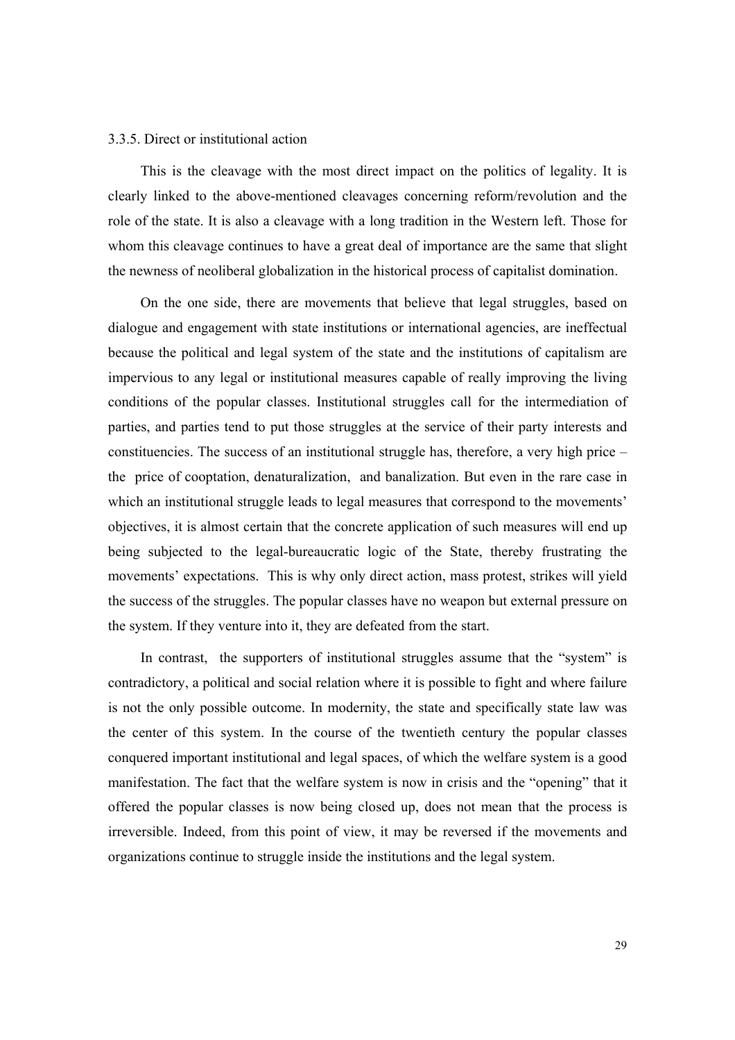### 3.3.5. Direct or institutional action

This is the cleavage with the most direct impact on the politics of legality. It is clearly linked to the above-mentioned cleavages concerning reform/revolution and the role of the state. It is also a cleavage with a long tradition in the Western left. Those for whom this cleavage continues to have a great deal of importance are the same that slight the newness of neoliberal globalization in the historical process of capitalist domination.

On the one side, there are movements that believe that legal struggles, based on dialogue and engagement with state institutions or international agencies, are ineffectual because the political and legal system of the state and the institutions of capitalism are impervious to any legal or institutional measures capable of really improving the living conditions of the popular classes. Institutional struggles call for the intermediation of parties, and parties tend to put those struggles at the service of their party interests and constituencies. The success of an institutional struggle has, therefore, a very high price – the price of cooptation, denaturalization, and banalization. But even in the rare case in which an institutional struggle leads to legal measures that correspond to the movements' objectives, it is almost certain that the concrete application of such measures will end up being subjected to the legal-bureaucratic logic of the State, thereby frustrating the movements' expectations. This is why only direct action, mass protest, strikes will yield the success of the struggles. The popular classes have no weapon but external pressure on the system. If they venture into it, they are defeated from the start.

In contrast, the supporters of institutional struggles assume that the "system" is contradictory, a political and social relation where it is possible to fight and where failure is not the only possible outcome. In modernity, the state and specifically state law was the center of this system. In the course of the twentieth century the popular classes conquered important institutional and legal spaces, of which the welfare system is a good manifestation. The fact that the welfare system is now in crisis and the "opening" that it offered the popular classes is now being closed up, does not mean that the process is irreversible. Indeed, from this point of view, it may be reversed if the movements and organizations continue to struggle inside the institutions and the legal system.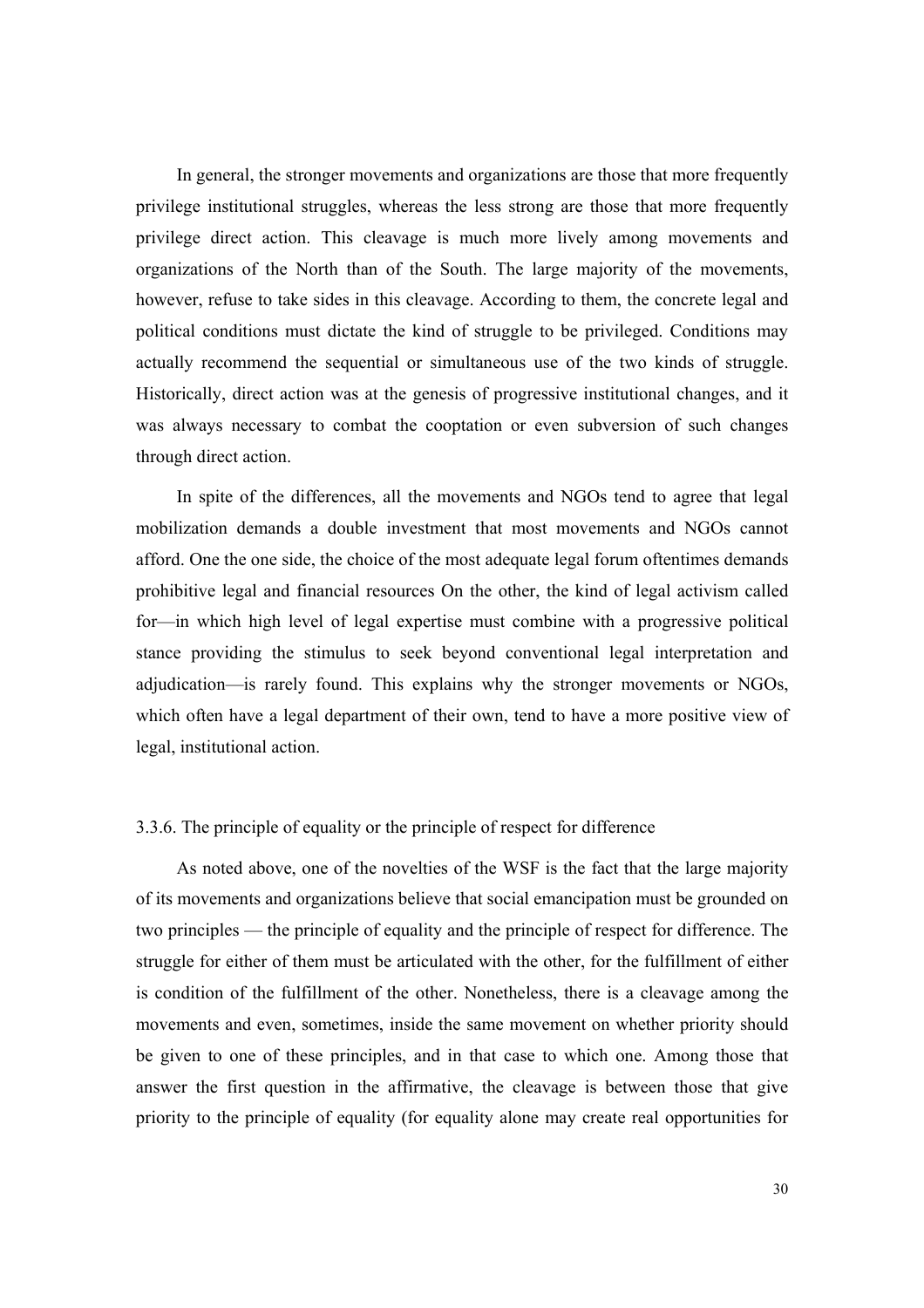In general, the stronger movements and organizations are those that more frequently privilege institutional struggles, whereas the less strong are those that more frequently privilege direct action. This cleavage is much more lively among movements and organizations of the North than of the South. The large majority of the movements, however, refuse to take sides in this cleavage. According to them, the concrete legal and political conditions must dictate the kind of struggle to be privileged. Conditions may actually recommend the sequential or simultaneous use of the two kinds of struggle. Historically, direct action was at the genesis of progressive institutional changes, and it was always necessary to combat the cooptation or even subversion of such changes through direct action.

In spite of the differences, all the movements and NGOs tend to agree that legal mobilization demands a double investment that most movements and NGOs cannot afford. One the one side, the choice of the most adequate legal forum oftentimes demands prohibitive legal and financial resources On the other, the kind of legal activism called for—in which high level of legal expertise must combine with a progressive political stance providing the stimulus to seek beyond conventional legal interpretation and adjudication—is rarely found. This explains why the stronger movements or NGOs, which often have a legal department of their own, tend to have a more positive view of legal, institutional action.

### 3.3.6. The principle of equality or the principle of respect for difference

As noted above, one of the novelties of the WSF is the fact that the large majority of its movements and organizations believe that social emancipation must be grounded on two principles — the principle of equality and the principle of respect for difference. The struggle for either of them must be articulated with the other, for the fulfillment of either is condition of the fulfillment of the other. Nonetheless, there is a cleavage among the movements and even, sometimes, inside the same movement on whether priority should be given to one of these principles, and in that case to which one. Among those that answer the first question in the affirmative, the cleavage is between those that give priority to the principle of equality (for equality alone may create real opportunities for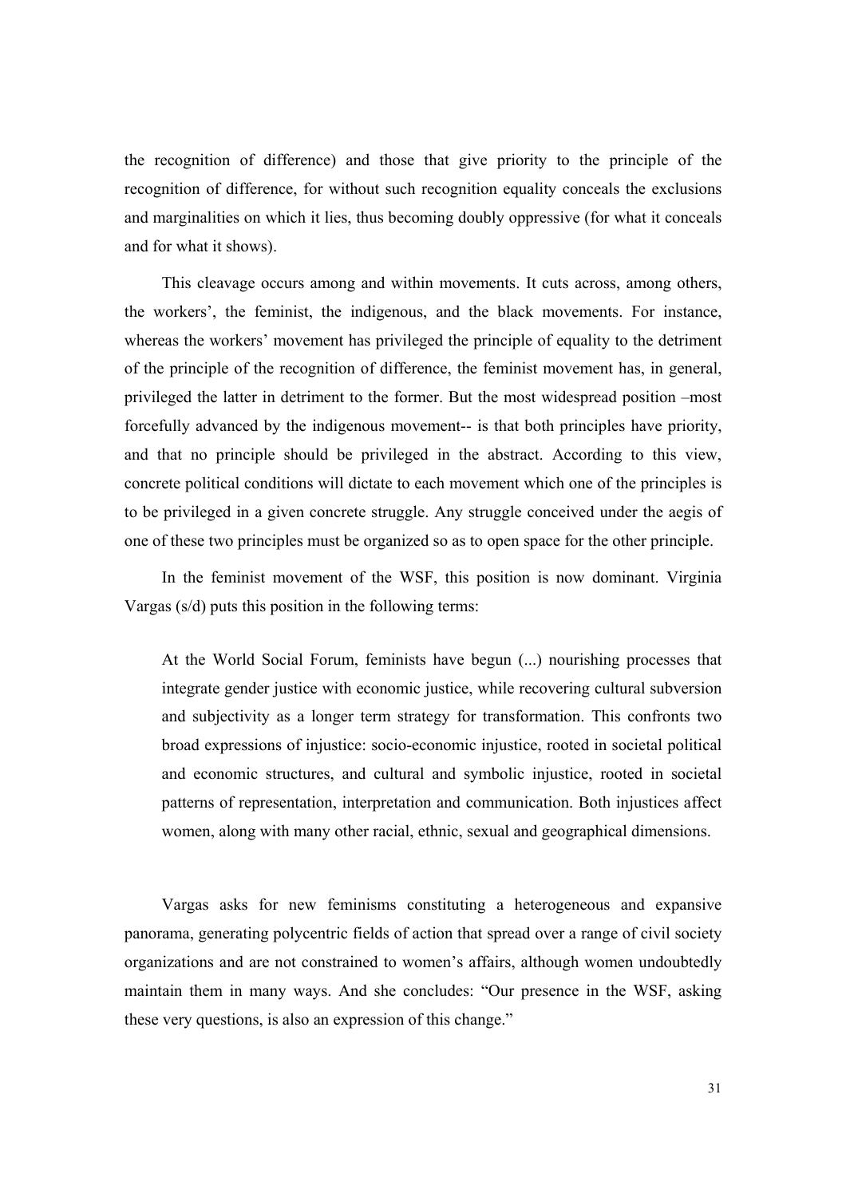the recognition of difference) and those that give priority to the principle of the recognition of difference, for without such recognition equality conceals the exclusions and marginalities on which it lies, thus becoming doubly oppressive (for what it conceals and for what it shows).

This cleavage occurs among and within movements. It cuts across, among others, the workers', the feminist, the indigenous, and the black movements. For instance, whereas the workers' movement has privileged the principle of equality to the detriment of the principle of the recognition of difference, the feminist movement has, in general, privileged the latter in detriment to the former. But the most widespread position –most forcefully advanced by the indigenous movement-- is that both principles have priority, and that no principle should be privileged in the abstract. According to this view, concrete political conditions will dictate to each movement which one of the principles is to be privileged in a given concrete struggle. Any struggle conceived under the aegis of one of these two principles must be organized so as to open space for the other principle.

In the feminist movement of the WSF, this position is now dominant. Virginia Vargas (s/d) puts this position in the following terms:

> At the World Social Forum, feminists have begun (...) nourishing processes that integrate gender justice with economic justice, while recovering cultural subversion and subjectivity as a longer term strategy for transformation. This confronts two broad expressions of injustice: socio-economic injustice, rooted in societal political and economic structures, and cultural and symbolic injustice, rooted in societal patterns of representation, interpretation and communication. Both injustices affect women, along with many other racial, ethnic, sexual and geographical dimensions.

Vargas asks for new feminisms constituting a heterogeneous and expansive panorama, generating polycentric fields of action that spread over a range of civil society organizations and are not constrained to women's affairs, although women undoubtedly maintain them in many ways. And she concludes: "Our presence in the WSF, asking these very questions, is also an expression of this change."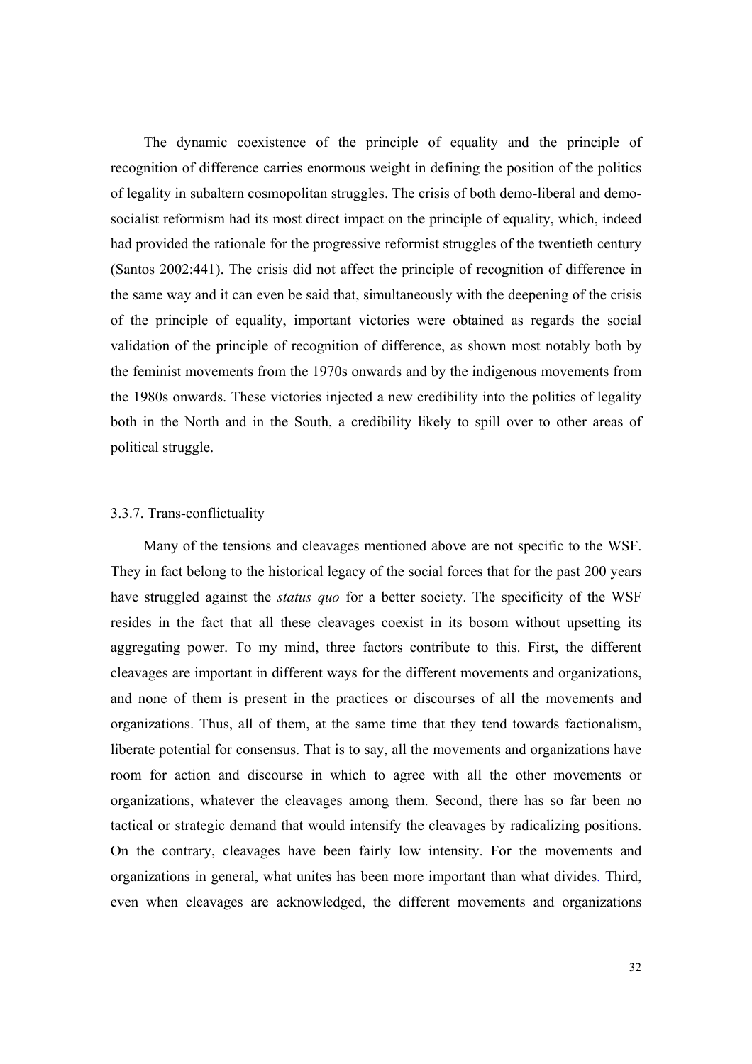The dynamic coexistence of the principle of equality and the principle of recognition of difference carries enormous weight in defining the position of the politics of legality in subaltern cosmopolitan struggles. The crisis of both demo-liberal and demo-socialist reformism had its most direct impact on the principle of equality, which, indeed had provided the rationale for the progressive reformist struggles of the twentieth century (Santos 2002:441). The crisis did not affect the principle of recognition of difference in the same way and it can even be said that, simultaneously with the deepening of the crisis of the principle of equality, important victories were obtained as regards the social validation of the principle of recognition of difference, as shown most notably both by the feminist movements from the 1970s onwards and by the indigenous movements from the 1980s onwards. These victories injected a new credibility into the politics of legality both in the North and in the South, a credibility likely to spill over to other areas of political struggle.

### 3.3.7. Trans-conflictuality

Many of the tensions and cleavages mentioned above are not specific to the WSF. They in fact belong to the historical legacy of the social forces that for the past 200 years have struggled against the *status quo* for a better society. The specificity of the WSF resides in the fact that all these cleavages coexist in its bosom without upsetting its aggregating power. To my mind, three factors contribute to this. First, the different cleavages are important in different ways for the different movements and organizations, and none of them is present in the practices or discourses of all the movements and organizations. Thus, all of them, at the same time that they tend towards factionalism, liberate potential for consensus. That is to say, all the movements and organizations have room for action and discourse in which to agree with all the other movements or organizations, whatever the cleavages among them. Second, there has so far been no tactical or strategic demand that would intensify the cleavages by radicalizing positions. On the contrary, cleavages have been fairly low intensity. For the movements and organizations in general, what unites has been more important than what divides. Third, even when cleavages are acknowledged, the different movements and organizations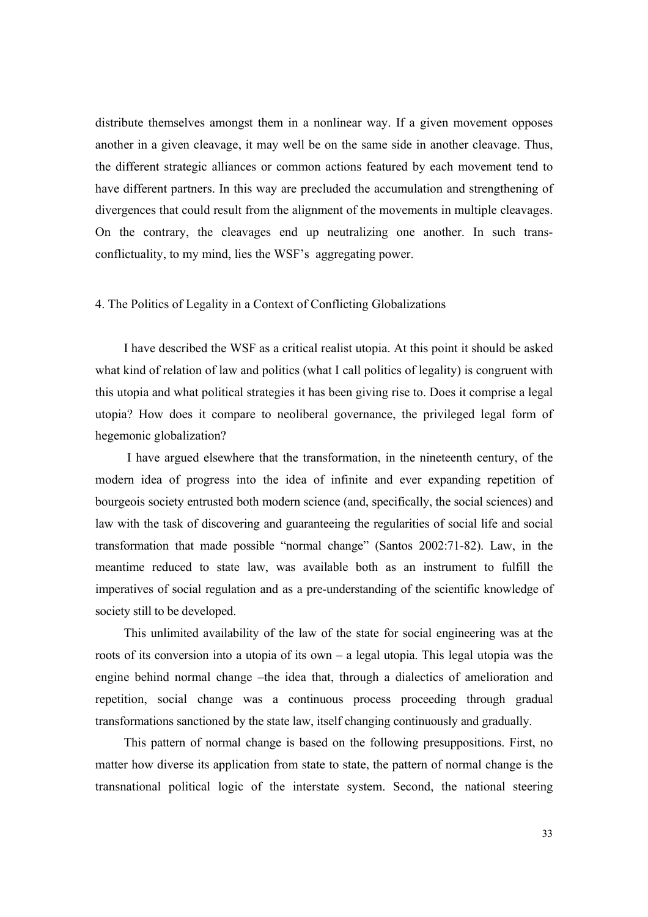distribute themselves amongst them in a nonlinear way. If a given movement opposes another in a given cleavage, it may well be on the same side in another cleavage. Thus, the different strategic alliances or common actions featured by each movement tend to have different partners. In this way are precluded the accumulation and strengthening of divergences that could result from the alignment of the movements in multiple cleavages. On the contrary, the cleavages end up neutralizing one another. In such trans-conflictuality, to my mind, lies the WSF's aggregating power.

## 4. The Politics of Legality in a Context of Conflicting Globalizations

I have described the WSF as a critical realist utopia. At this point it should be asked what kind of relation of law and politics (what I call politics of legality) is congruent with this utopia and what political strategies it has been giving rise to. Does it comprise a legal utopia? How does it compare to neoliberal governance, the privileged legal form of hegemonic globalization?

I have argued elsewhere that the transformation, in the nineteenth century, of the modern idea of progress into the idea of infinite and ever expanding repetition of bourgeois society entrusted both modern science (and, specifically, the social sciences) and law with the task of discovering and guaranteeing the regularities of social life and social transformation that made possible "normal change" (Santos 2002:71-82). Law, in the meantime reduced to state law, was available both as an instrument to fulfill the imperatives of social regulation and as a pre-understanding of the scientific knowledge of society still to be developed.

This unlimited availability of the law of the state for social engineering was at the roots of its conversion into a utopia of its own – a legal utopia. This legal utopia was the engine behind normal change –the idea that, through a dialectics of amelioration and repetition, social change was a continuous process proceeding through gradual transformations sanctioned by the state law, itself changing continuously and gradually.

This pattern of normal change is based on the following presuppositions. First, no matter how diverse its application from state to state, the pattern of normal change is the transnational political logic of the interstate system. Second, the national steering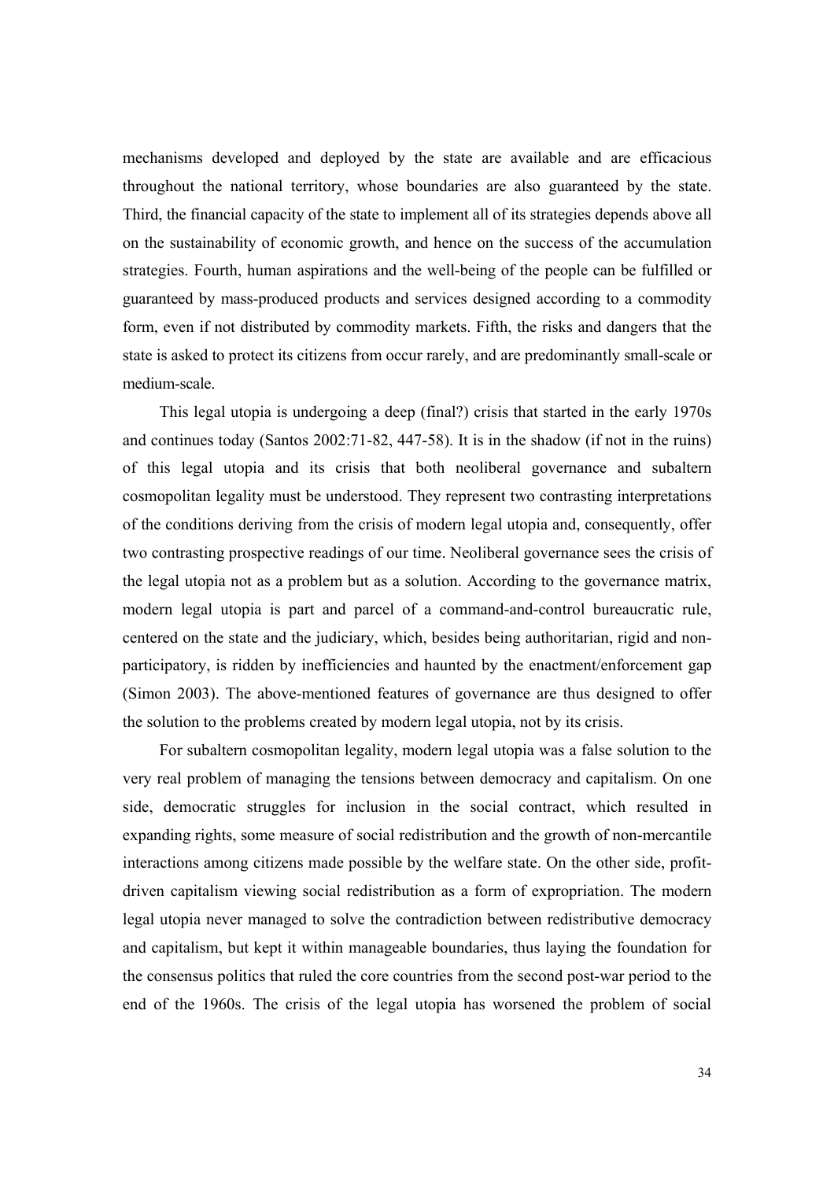mechanisms developed and deployed by the state are available and are efficacious throughout the national territory, whose boundaries are also guaranteed by the state. Third, the financial capacity of the state to implement all of its strategies depends above all on the sustainability of economic growth, and hence on the success of the accumulation strategies. Fourth, human aspirations and the well-being of the people can be fulfilled or guaranteed by mass-produced products and services designed according to a commodity form, even if not distributed by commodity markets. Fifth, the risks and dangers that the state is asked to protect its citizens from occur rarely, and are predominantly small-scale or medium-scale.

This legal utopia is undergoing a deep (final?) crisis that started in the early 1970s and continues today (Santos 2002:71-82, 447-58). It is in the shadow (if not in the ruins) of this legal utopia and its crisis that both neoliberal governance and subaltern cosmopolitan legality must be understood. They represent two contrasting interpretations of the conditions deriving from the crisis of modern legal utopia and, consequently, offer two contrasting prospective readings of our time. Neoliberal governance sees the crisis of the legal utopia not as a problem but as a solution. According to the governance matrix, modern legal utopia is part and parcel of a command-and-control bureaucratic rule, centered on the state and the judiciary, which, besides being authoritarian, rigid and non-participatory, is ridden by inefficiencies and haunted by the enactment/enforcement gap (Simon 2003). The above-mentioned features of governance are thus designed to offer the solution to the problems created by modern legal utopia, not by its crisis.

For subaltern cosmopolitan legality, modern legal utopia was a false solution to the very real problem of managing the tensions between democracy and capitalism. On one side, democratic struggles for inclusion in the social contract, which resulted in expanding rights, some measure of social redistribution and the growth of non-mercantile interactions among citizens made possible by the welfare state. On the other side, profit-driven capitalism viewing social redistribution as a form of expropriation. The modern legal utopia never managed to solve the contradiction between redistributive democracy and capitalism, but kept it within manageable boundaries, thus laying the foundation for the consensus politics that ruled the core countries from the second post-war period to the end of the 1960s. The crisis of the legal utopia has worsened the problem of social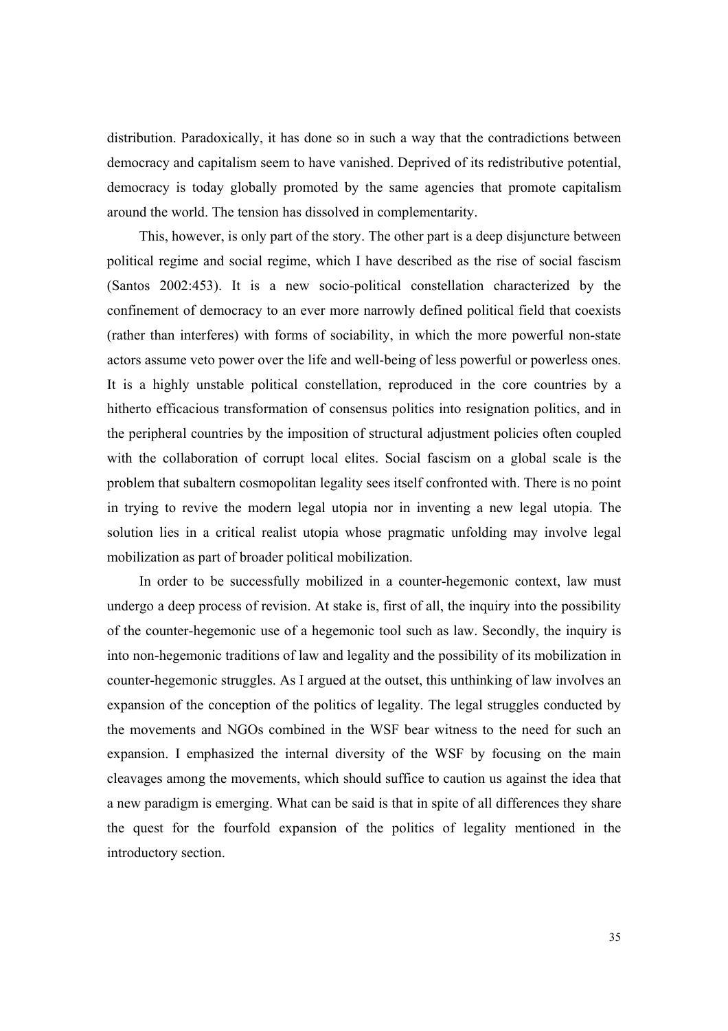distribution. Paradoxically, it has done so in such a way that the contradictions between democracy and capitalism seem to have vanished. Deprived of its redistributive potential, democracy is today globally promoted by the same agencies that promote capitalism around the world. The tension has dissolved in complementarity.

This, however, is only part of the story. The other part is a deep disjuncture between political regime and social regime, which I have described as the rise of social fascism (Santos 2002:453). It is a new socio-political constellation characterized by the confinement of democracy to an ever more narrowly defined political field that coexists (rather than interferes) with forms of sociability, in which the more powerful non-state actors assume veto power over the life and well-being of less powerful or powerless ones. It is a highly unstable political constellation, reproduced in the core countries by a hitherto efficacious transformation of consensus politics into resignation politics, and in the peripheral countries by the imposition of structural adjustment policies often coupled with the collaboration of corrupt local elites. Social fascism on a global scale is the problem that subaltern cosmopolitan legality sees itself confronted with. There is no point in trying to revive the modern legal utopia nor in inventing a new legal utopia. The solution lies in a critical realist utopia whose pragmatic unfolding may involve legal mobilization as part of broader political mobilization.

In order to be successfully mobilized in a counter-hegemonic context, law must undergo a deep process of revision. At stake is, first of all, the inquiry into the possibility of the counter-hegemonic use of a hegemonic tool such as law. Secondly, the inquiry is into non-hegemonic traditions of law and legality and the possibility of its mobilization in counter-hegemonic struggles. As I argued at the outset, this unthinking of law involves an expansion of the conception of the politics of legality. The legal struggles conducted by the movements and NGOs combined in the WSF bear witness to the need for such an expansion. I emphasized the internal diversity of the WSF by focusing on the main cleavages among the movements, which should suffice to caution us against the idea that a new paradigm is emerging. What can be said is that in spite of all differences they share the quest for the fourfold expansion of the politics of legality mentioned in the introductory section.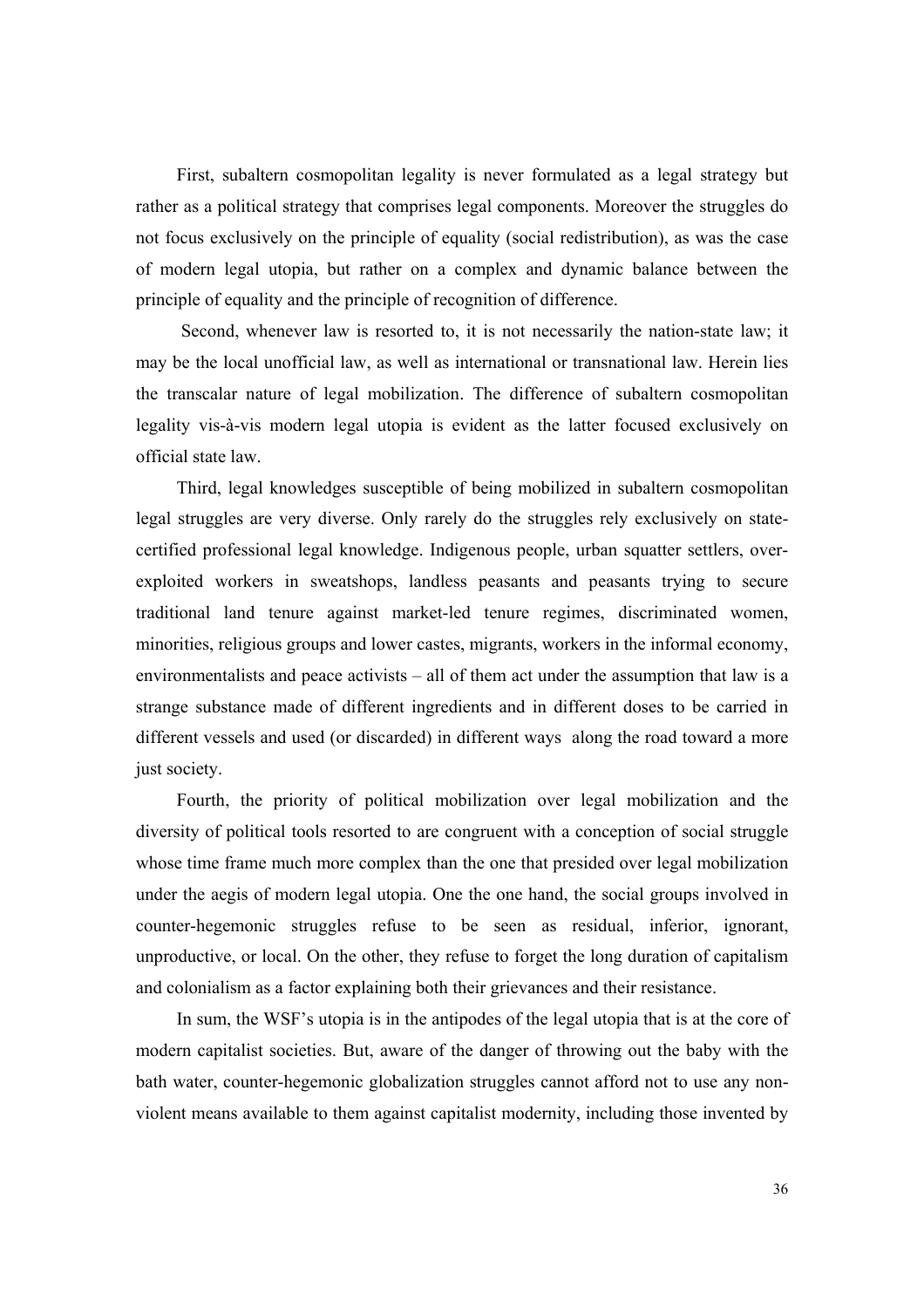First, subaltern cosmopolitan legality is never formulated as a legal strategy but rather as a political strategy that comprises legal components. Moreover the struggles do not focus exclusively on the principle of equality (social redistribution), as was the case of modern legal utopia, but rather on a complex and dynamic balance between the principle of equality and the principle of recognition of difference.

Second, whenever law is resorted to, it is not necessarily the nation-state law; it may be the local unofficial law, as well as international or transnational law. Herein lies the transcalar nature of legal mobilization. The difference of subaltern cosmopolitan legality vis-à-vis modern legal utopia is evident as the latter focused exclusively on official state law.

Third, legal knowledges susceptible of being mobilized in subaltern cosmopolitan legal struggles are very diverse. Only rarely do the struggles rely exclusively on state-certified professional legal knowledge. Indigenous people, urban squatter settlers, over-exploited workers in sweatshops, landless peasants and peasants trying to secure traditional land tenure against market-led tenure regimes, discriminated women, minorities, religious groups and lower castes, migrants, workers in the informal economy, environmentalists and peace activists – all of them act under the assumption that law is a strange substance made of different ingredients and in different doses to be carried in different vessels and used (or discarded) in different ways along the road toward a more just society.

Fourth, the priority of political mobilization over legal mobilization and the diversity of political tools resorted to are congruent with a conception of social struggle whose time frame much more complex than the one that presided over legal mobilization under the aegis of modern legal utopia. One the one hand, the social groups involved in counter-hegemonic struggles refuse to be seen as residual, inferior, ignorant, unproductive, or local. On the other, they refuse to forget the long duration of capitalism and colonialism as a factor explaining both their grievances and their resistance.

In sum, the WSF's utopia is in the antipodes of the legal utopia that is at the core of modern capitalist societies. But, aware of the danger of throwing out the baby with the bath water, counter-hegemonic globalization struggles cannot afford not to use any non-violent means available to them against capitalist modernity, including those invented by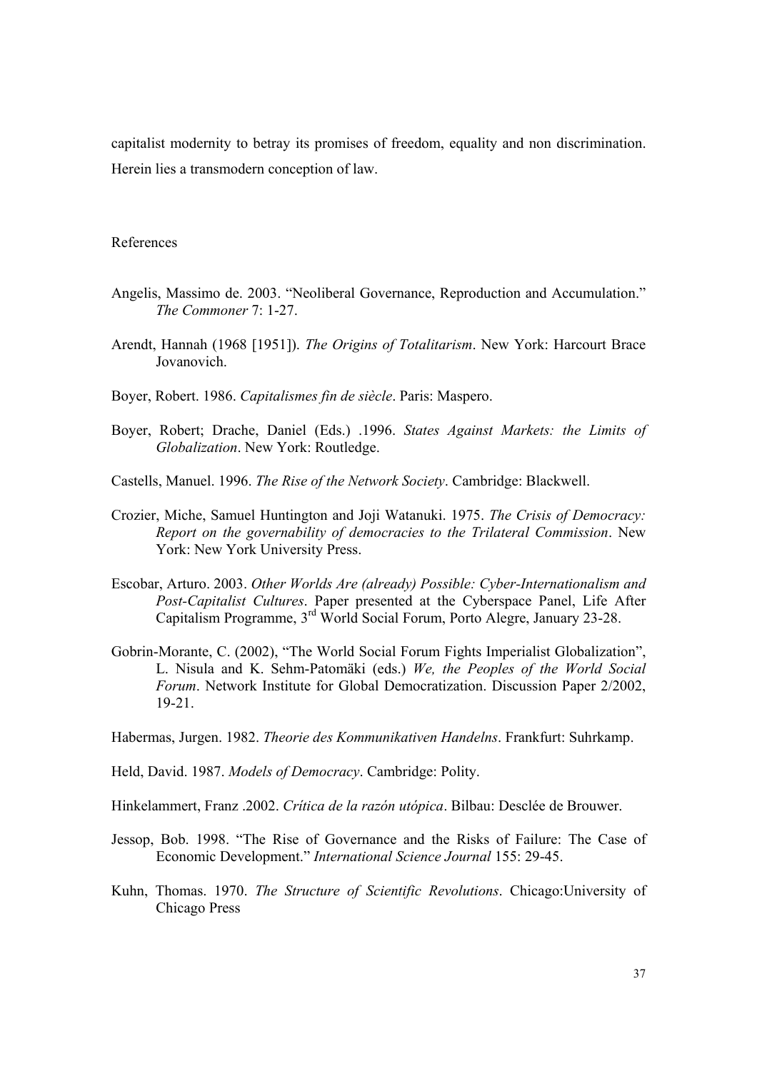capitalist modernity to betray its promises of freedom, equality and non discrimination. Herein lies a transmodern conception of law.

References

Angelis, Massimo de. 2003. "Neoliberal Governance, Reproduction and Accumulation." *The Commoner* 7: 1-27.

Arendt, Hannah (1968 [1951]). *The Origins of Totalitarism*. New York: Harcourt Brace Jovanovich.

Boyer, Robert. 1986. *Capitalismes fin de siècle*. Paris: Maspero.

Boyer, Robert; Drache, Daniel (Eds.) .1996. *States Against Markets: the Limits of Globalization*. New York: Routledge.

Castells, Manuel. 1996. *The Rise of the Network Society*. Cambridge: Blackwell.

Crozier, Miche, Samuel Huntington and Joji Watanuki. 1975. *The Crisis of Democracy: Report on the governability of democracies to the Trilateral Commission*. New York: New York University Press.

Escobar, Arturo. 2003. *Other Worlds Are (already) Possible: Cyber-Internationalism and Post-Capitalist Cultures*. Paper presented at the Cyberspace Panel, Life After Capitalism Programme, 3rd World Social Forum, Porto Alegre, January 23-28.

Gobrin-Morante, C. (2002), "The World Social Forum Fights Imperialist Globalization", L. Nisula and K. Sehm-Patomäki (eds.) *We, the Peoples of the World Social Forum*. Network Institute for Global Democratization. Discussion Paper 2/2002, 19-21.

Habermas, Jurgen. 1982. *Theorie des Kommunikativen Handelns*. Frankfurt: Suhrkamp.

Held, David. 1987. *Models of Democracy*. Cambridge: Polity.

Hinkelammert, Franz .2002. *Crítica de la razón utópica*. Bilbau: Desclée de Brouwer.

Jessop, Bob. 1998. "The Rise of Governance and the Risks of Failure: The Case of Economic Development." *International Science Journal* 155: 29-45.

Kuhn, Thomas. 1970. *The Structure of Scientific Revolutions*. Chicago:University of Chicago Press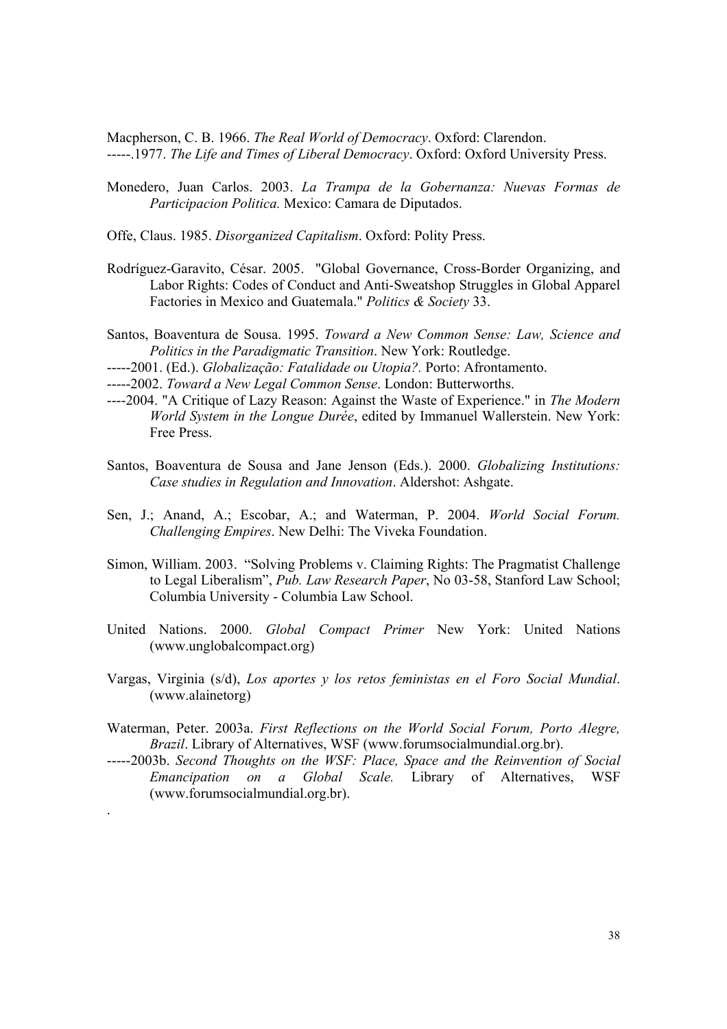Macpherson, C. B. 1966. *The Real World of Democracy*. Oxford: Clarendon.
-----.1977. *The Life and Times of Liberal Democracy*. Oxford: Oxford University Press.

Monedero, Juan Carlos. 2003. *La Trampa de la Gobernanza: Nuevas Formas de Participacion Politica.* Mexico: Camara de Diputados.

Offe, Claus. 1985. *Disorganized Capitalism*. Oxford: Polity Press.

Rodríguez-Garavito, César. 2005. "Global Governance, Cross-Border Organizing, and Labor Rights: Codes of Conduct and Anti-Sweatshop Struggles in Global Apparel Factories in Mexico and Guatemala." *Politics & Society* 33.

Santos, Boaventura de Sousa. 1995. *Toward a New Common Sense: Law, Science and Politics in the Paradigmatic Transition*. New York: Routledge.
-----2001. (Ed.). *Globalização: Fatalidade ou Utopia?.* Porto: Afrontamento.
-----2002. *Toward a New Legal Common Sense*. London: Butterworths.
----2004. "A Critique of Lazy Reason: Against the Waste of Experience." in *The Modern World System in the Longue Durée*, edited by Immanuel Wallerstein. New York: Free Press.

Santos, Boaventura de Sousa and Jane Jenson (Eds.). 2000. *Globalizing Institutions: Case studies in Regulation and Innovation*. Aldershot: Ashgate.

Sen, J.; Anand, A.; Escobar, A.; and Waterman, P. 2004. *World Social Forum. Challenging Empires*. New Delhi: The Viveka Foundation.

Simon, William. 2003. "Solving Problems v. Claiming Rights: The Pragmatist Challenge to Legal Liberalism", *Pub. Law Research Paper*, No 03-58, Stanford Law School; Columbia University - Columbia Law School.

United Nations. 2000. *Global Compact Primer* New York: United Nations (www.unglobalcompact.org)

Vargas, Virginia (s/d), *Los aportes y los retos feministas en el Foro Social Mundial*. (www.alainetorg)

Waterman, Peter. 2003a. *First Reflections on the World Social Forum, Porto Alegre, Brazil*. Library of Alternatives, WSF (www.forumsocialmundial.org.br).
-----2003b. *Second Thoughts on the WSF: Place, Space and the Reinvention of Social Emancipation on a Global Scale.* Library of Alternatives, WSF (www.forumsocialmundial.org.br).

.